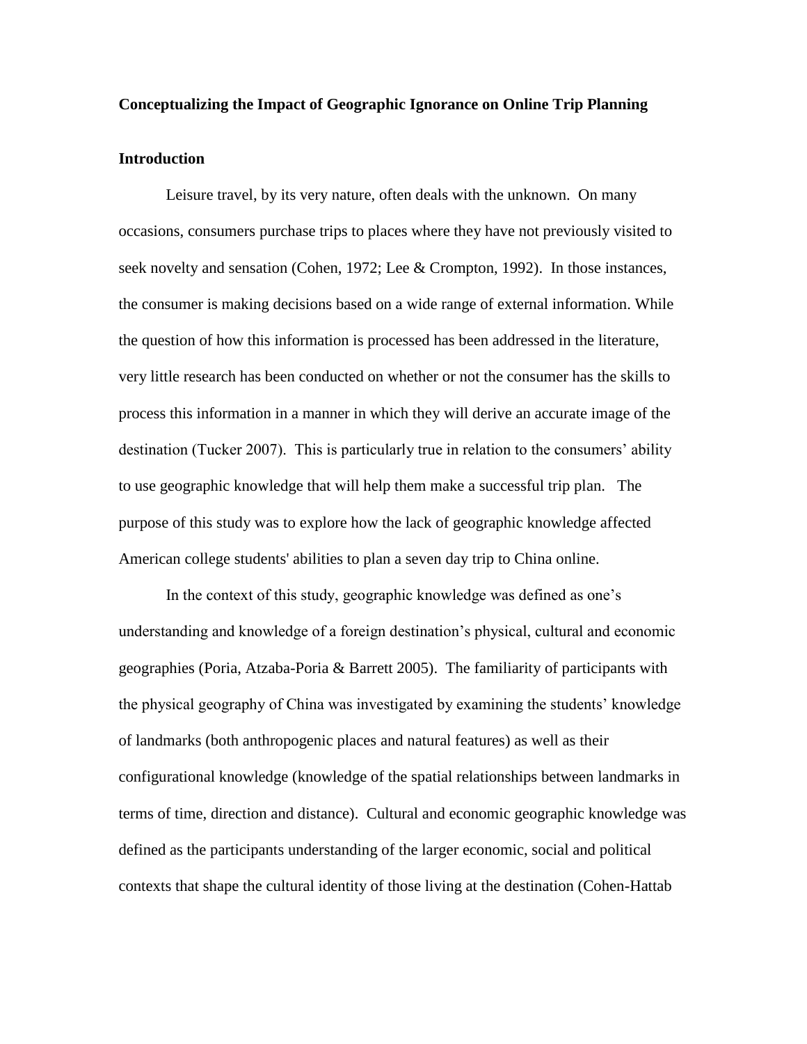# Conceptualizing the Impact of Geographic Ignorance on Online Trip Planning

## Introduction

Leisure travel, by its very nature, often deals with the unknown. On many occasions, consumers purchase trips to places where they have not previously visited to seek novelty and sensation (Cohen, 1972; Lee & Crompton, 1992). In those instances, the consumer is making decisions based on a wide range of external information. While the question of how this information is processed has been addressed in the literature, very little research has been conducted on whether or not the consumer has the skills to process this information in a manner in which they will derive an accurate image of the destination (Tucker 2007). This is particularly true in relation to the consumers' ability to use geographic knowledge that will help them make a successful trip plan. The purpose of this study was to explore how the lack of geographic knowledge affected American college students' abilities to plan a seven day trip to China online.

In the context of this study, geographic knowledge was defined as one's understanding and knowledge of a foreign destination's physical, cultural and economic geographies (Poria, Atzaba-Poria & Barrett 2005). The familiarity of participants with the physical geography of China was investigated by examining the students' knowledge of landmarks (both anthropogenic places and natural features) as well as their configurational knowledge (knowledge of the spatial relationships between landmarks in terms of time, direction and distance). Cultural and economic geographic knowledge was defined as the participants understanding of the larger economic, social and political contexts that shape the cultural identity of those living at the destination (Cohen-Hattab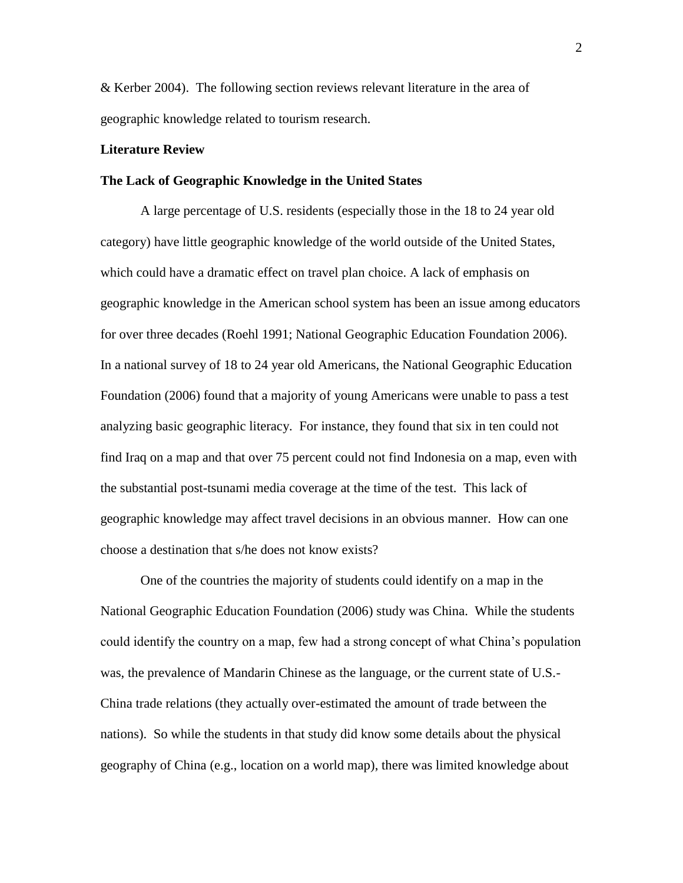& Kerber 2004). The following section reviews relevant literature in the area of geographic knowledge related to tourism research.

## Literature Review

### The Lack of Geographic Knowledge in the United States

A large percentage of U.S. residents (especially those in the 18 to 24 year old category) have little geographic knowledge of the world outside of the United States, which could have a dramatic effect on travel plan choice. A lack of emphasis on geographic knowledge in the American school system has been an issue among educators for over three decades (Roehl 1991; National Geographic Education Foundation 2006). In a national survey of 18 to 24 year old Americans, the National Geographic Education Foundation (2006) found that a majority of young Americans were unable to pass a test analyzing basic geographic literacy. For instance, they found that six in ten could not find Iraq on a map and that over 75 percent could not find Indonesia on a map, even with the substantial post-tsunami media coverage at the time of the test. This lack of geographic knowledge may affect travel decisions in an obvious manner. How can one choose a destination that s/he does not know exists?

One of the countries the majority of students could identify on a map in the National Geographic Education Foundation (2006) study was China. While the students could identify the country on a map, few had a strong concept of what China's population was, the prevalence of Mandarin Chinese as the language, or the current state of U.S.-China trade relations (they actually over-estimated the amount of trade between the nations). So while the students in that study did know some details about the physical geography of China (e.g., location on a world map), there was limited knowledge about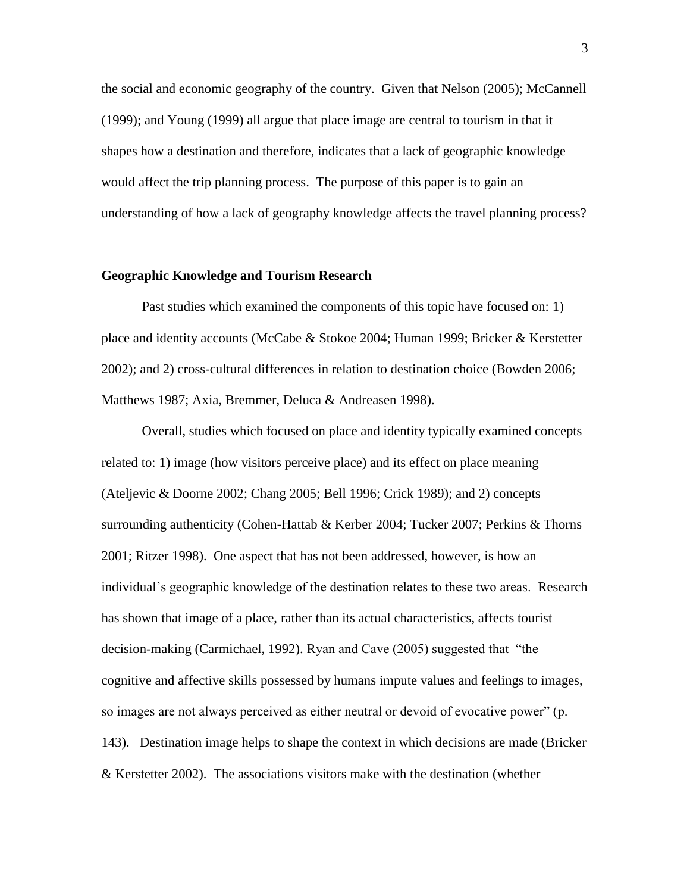the social and economic geography of the country. Given that Nelson (2005); McCannell (1999); and Young (1999) all argue that place image are central to tourism in that it shapes how a destination and therefore, indicates that a lack of geographic knowledge would affect the trip planning process. The purpose of this paper is to gain an understanding of how a lack of geography knowledge affects the travel planning process?

## Geographic Knowledge and Tourism Research

Past studies which examined the components of this topic have focused on: 1) place and identity accounts (McCabe & Stokoe 2004; Human 1999; Bricker & Kerstetter 2002); and 2) cross-cultural differences in relation to destination choice (Bowden 2006; Matthews 1987; Axia, Bremmer, Deluca & Andreasen 1998).

Overall, studies which focused on place and identity typically examined concepts related to: 1) image (how visitors perceive place) and its effect on place meaning (Ateljevic & Doorne 2002; Chang 2005; Bell 1996; Crick 1989); and 2) concepts surrounding authenticity (Cohen-Hattab & Kerber 2004; Tucker 2007; Perkins & Thorns 2001; Ritzer 1998). One aspect that has not been addressed, however, is how an individual's geographic knowledge of the destination relates to these two areas. Research has shown that image of a place, rather than its actual characteristics, affects tourist decision-making (Carmichael, 1992). Ryan and Cave (2005) suggested that "the cognitive and affective skills possessed by humans impute values and feelings to images, so images are not always perceived as either neutral or devoid of evocative power" (p. 143). Destination image helps to shape the context in which decisions are made (Bricker & Kerstetter 2002). The associations visitors make with the destination (whether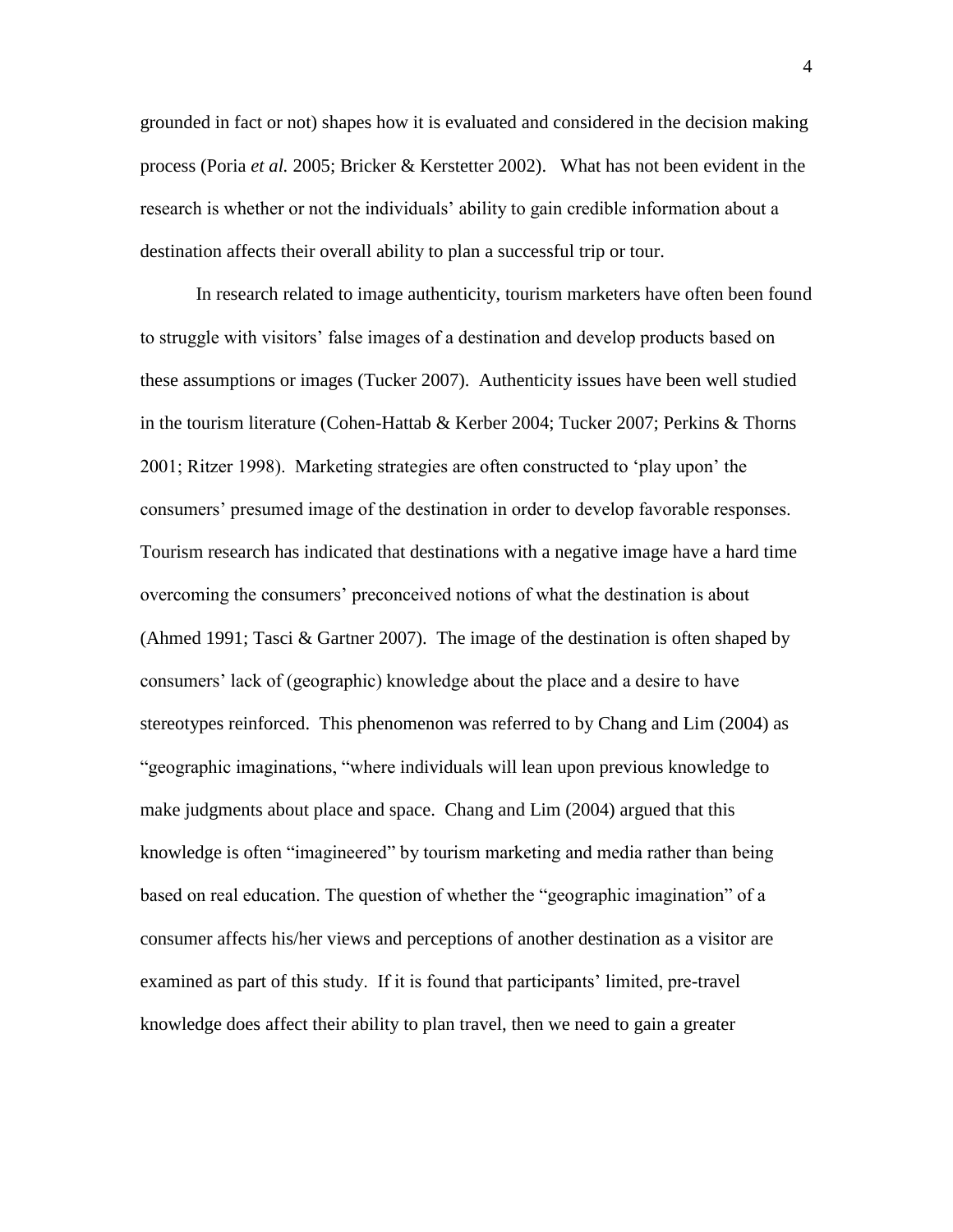grounded in fact or not) shapes how it is evaluated and considered in the decision making process (Poria *et al.* 2005; Bricker & Kerstetter 2002). What has not been evident in the research is whether or not the individuals' ability to gain credible information about a destination affects their overall ability to plan a successful trip or tour.

In research related to image authenticity, tourism marketers have often been found to struggle with visitors' false images of a destination and develop products based on these assumptions or images (Tucker 2007). Authenticity issues have been well studied in the tourism literature (Cohen-Hattab & Kerber 2004; Tucker 2007; Perkins & Thorns 2001; Ritzer 1998). Marketing strategies are often constructed to 'play upon' the consumers' presumed image of the destination in order to develop favorable responses. Tourism research has indicated that destinations with a negative image have a hard time overcoming the consumers' preconceived notions of what the destination is about (Ahmed 1991; Tasci & Gartner 2007). The image of the destination is often shaped by consumers' lack of (geographic) knowledge about the place and a desire to have stereotypes reinforced. This phenomenon was referred to by Chang and Lim (2004) as "geographic imaginations, "where individuals will lean upon previous knowledge to make judgments about place and space. Chang and Lim (2004) argued that this knowledge is often "imagineered" by tourism marketing and media rather than being based on real education. The question of whether the "geographic imagination" of a consumer affects his/her views and perceptions of another destination as a visitor are examined as part of this study. If it is found that participants' limited, pre-travel knowledge does affect their ability to plan travel, then we need to gain a greater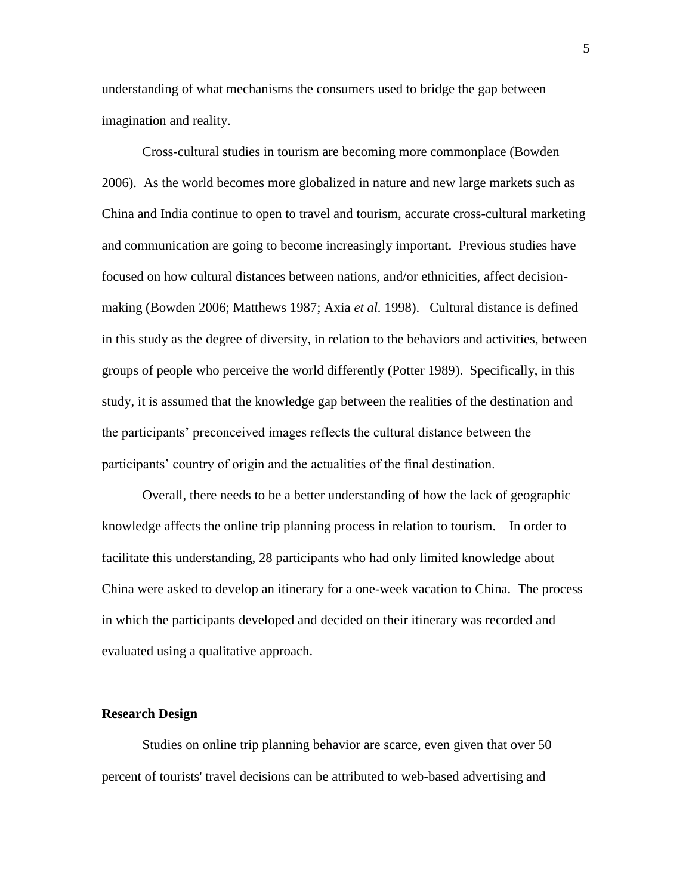understanding of what mechanisms the consumers used to bridge the gap between imagination and reality.

Cross-cultural studies in tourism are becoming more commonplace (Bowden 2006). As the world becomes more globalized in nature and new large markets such as China and India continue to open to travel and tourism, accurate cross-cultural marketing and communication are going to become increasingly important. Previous studies have focused on how cultural distances between nations, and/or ethnicities, affect decision-making (Bowden 2006; Matthews 1987; Axia *et al.* 1998). Cultural distance is defined in this study as the degree of diversity, in relation to the behaviors and activities, between groups of people who perceive the world differently (Potter 1989). Specifically, in this study, it is assumed that the knowledge gap between the realities of the destination and the participants' preconceived images reflects the cultural distance between the participants' country of origin and the actualities of the final destination.

Overall, there needs to be a better understanding of how the lack of geographic knowledge affects the online trip planning process in relation to tourism. In order to facilitate this understanding, 28 participants who had only limited knowledge about China were asked to develop an itinerary for a one-week vacation to China. The process in which the participants developed and decided on their itinerary was recorded and evaluated using a qualitative approach.

## Research Design

Studies on online trip planning behavior are scarce, even given that over 50 percent of tourists' travel decisions can be attributed to web-based advertising and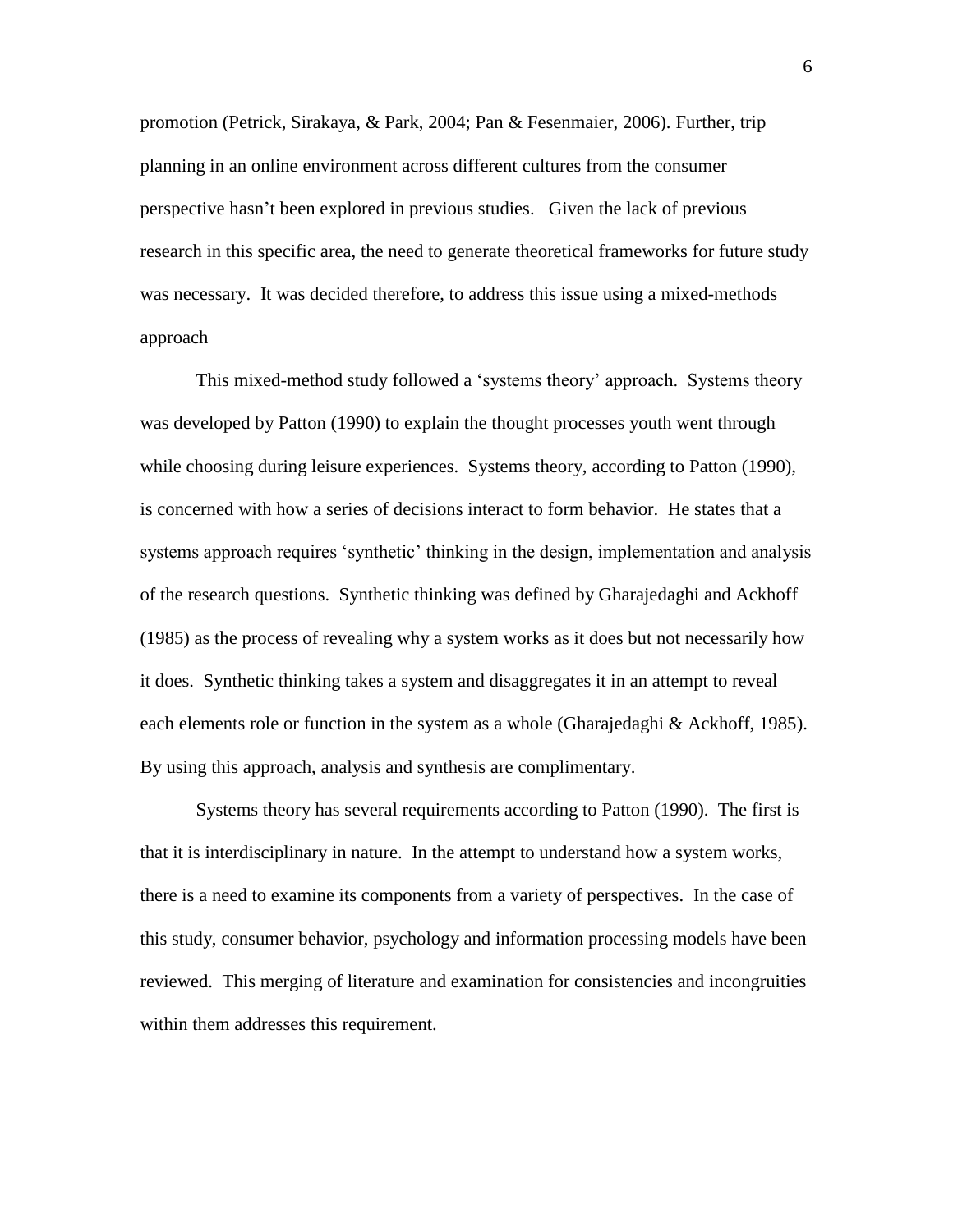promotion (Petrick, Sirakaya, & Park, 2004; Pan & Fesenmaier, 2006). Further, trip planning in an online environment across different cultures from the consumer perspective hasn't been explored in previous studies. Given the lack of previous research in this specific area, the need to generate theoretical frameworks for future study was necessary. It was decided therefore, to address this issue using a mixed-methods approach

This mixed-method study followed a 'systems theory' approach. Systems theory was developed by Patton (1990) to explain the thought processes youth went through while choosing during leisure experiences. Systems theory, according to Patton (1990), is concerned with how a series of decisions interact to form behavior. He states that a systems approach requires 'synthetic' thinking in the design, implementation and analysis of the research questions. Synthetic thinking was defined by Gharajedaghi and Ackhoff (1985) as the process of revealing why a system works as it does but not necessarily how it does. Synthetic thinking takes a system and disaggregates it in an attempt to reveal each elements role or function in the system as a whole (Gharajedaghi & Ackhoff, 1985). By using this approach, analysis and synthesis are complimentary.

Systems theory has several requirements according to Patton (1990). The first is that it is interdisciplinary in nature. In the attempt to understand how a system works, there is a need to examine its components from a variety of perspectives. In the case of this study, consumer behavior, psychology and information processing models have been reviewed. This merging of literature and examination for consistencies and incongruities within them addresses this requirement.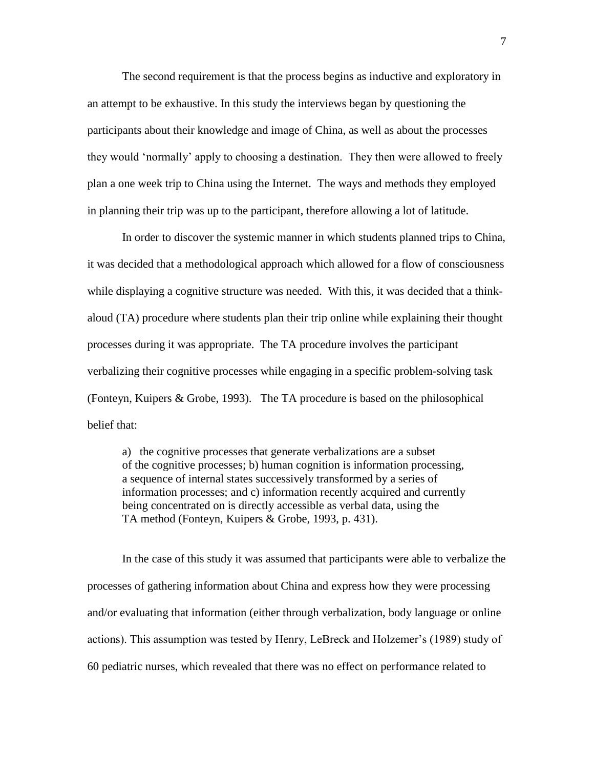The second requirement is that the process begins as inductive and exploratory in an attempt to be exhaustive. In this study the interviews began by questioning the participants about their knowledge and image of China, as well as about the processes they would 'normally' apply to choosing a destination. They then were allowed to freely plan a one week trip to China using the Internet. The ways and methods they employed in planning their trip was up to the participant, therefore allowing a lot of latitude.

In order to discover the systemic manner in which students planned trips to China, it was decided that a methodological approach which allowed for a flow of consciousness while displaying a cognitive structure was needed. With this, it was decided that a think-aloud (TA) procedure where students plan their trip online while explaining their thought processes during it was appropriate. The TA procedure involves the participant verbalizing their cognitive processes while engaging in a specific problem-solving task (Fonteyn, Kuipers & Grobe, 1993). The TA procedure is based on the philosophical belief that:

> a) the cognitive processes that generate verbalizations are a subset of the cognitive processes; b) human cognition is information processing, a sequence of internal states successively transformed by a series of information processes; and c) information recently acquired and currently being concentrated on is directly accessible as verbal data, using the TA method (Fonteyn, Kuipers & Grobe, 1993, p. 431).

In the case of this study it was assumed that participants were able to verbalize the processes of gathering information about China and express how they were processing and/or evaluating that information (either through verbalization, body language or online actions). This assumption was tested by Henry, LeBreck and Holzemer's (1989) study of 60 pediatric nurses, which revealed that there was no effect on performance related to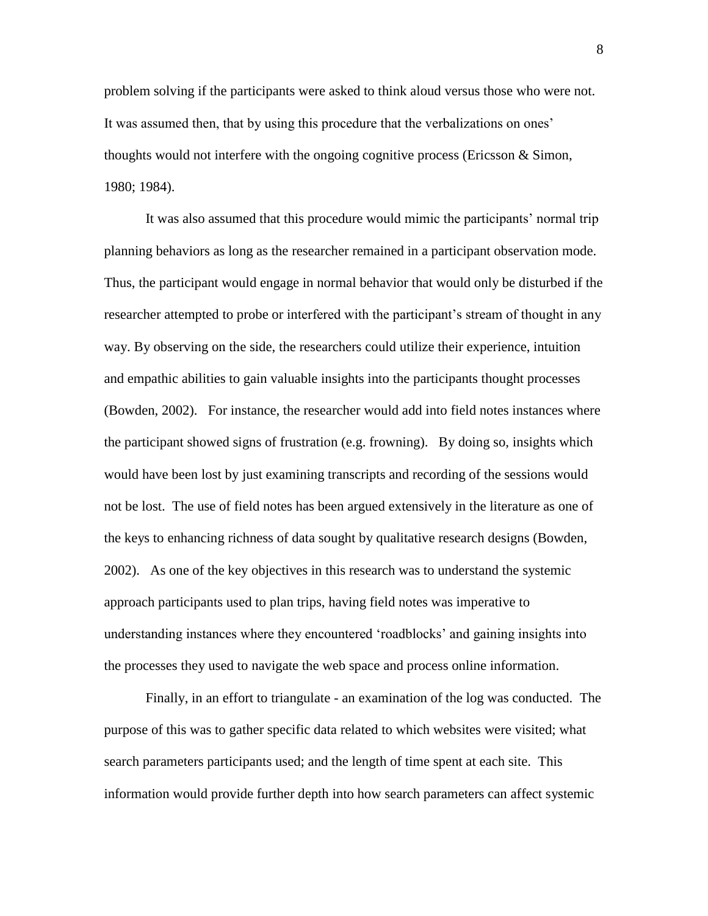problem solving if the participants were asked to think aloud versus those who were not. It was assumed then, that by using this procedure that the verbalizations on ones' thoughts would not interfere with the ongoing cognitive process (Ericsson & Simon, 1980; 1984).

It was also assumed that this procedure would mimic the participants' normal trip planning behaviors as long as the researcher remained in a participant observation mode. Thus, the participant would engage in normal behavior that would only be disturbed if the researcher attempted to probe or interfered with the participant's stream of thought in any way. By observing on the side, the researchers could utilize their experience, intuition and empathic abilities to gain valuable insights into the participants thought processes (Bowden, 2002). For instance, the researcher would add into field notes instances where the participant showed signs of frustration (e.g. frowning). By doing so, insights which would have been lost by just examining transcripts and recording of the sessions would not be lost. The use of field notes has been argued extensively in the literature as one of the keys to enhancing richness of data sought by qualitative research designs (Bowden, 2002). As one of the key objectives in this research was to understand the systemic approach participants used to plan trips, having field notes was imperative to understanding instances where they encountered 'roadblocks' and gaining insights into the processes they used to navigate the web space and process online information.

Finally, in an effort to triangulate - an examination of the log was conducted. The purpose of this was to gather specific data related to which websites were visited; what search parameters participants used; and the length of time spent at each site. This information would provide further depth into how search parameters can affect systemic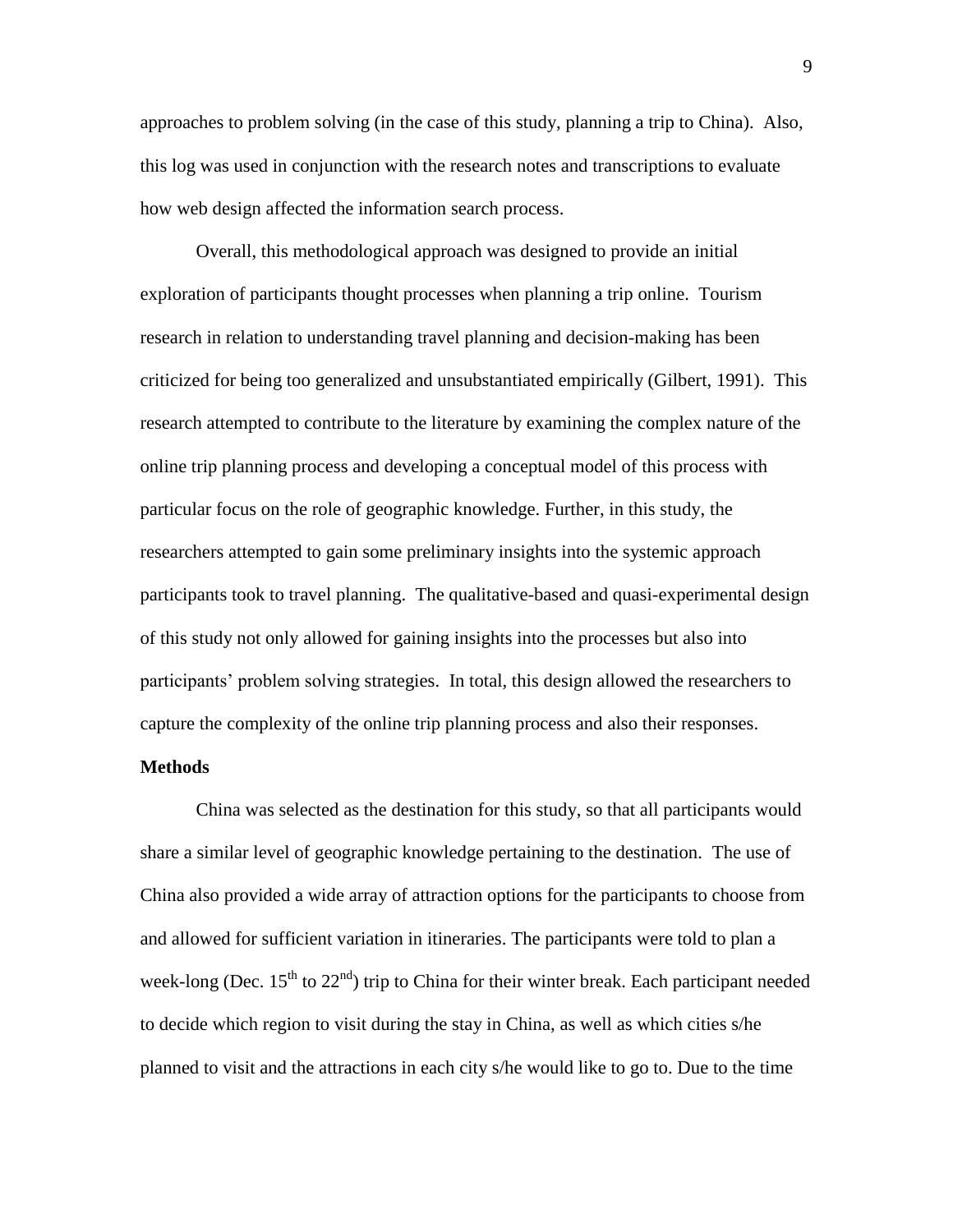approaches to problem solving (in the case of this study, planning a trip to China). Also, this log was used in conjunction with the research notes and transcriptions to evaluate how web design affected the information search process.

Overall, this methodological approach was designed to provide an initial exploration of participants thought processes when planning a trip online. Tourism research in relation to understanding travel planning and decision-making has been criticized for being too generalized and unsubstantiated empirically (Gilbert, 1991). This research attempted to contribute to the literature by examining the complex nature of the online trip planning process and developing a conceptual model of this process with particular focus on the role of geographic knowledge. Further, in this study, the researchers attempted to gain some preliminary insights into the systemic approach participants took to travel planning. The qualitative-based and quasi-experimental design of this study not only allowed for gaining insights into the processes but also into participants' problem solving strategies. In total, this design allowed the researchers to capture the complexity of the online trip planning process and also their responses.

**Methods**

China was selected as the destination for this study, so that all participants would share a similar level of geographic knowledge pertaining to the destination. The use of China also provided a wide array of attraction options for the participants to choose from and allowed for sufficient variation in itineraries. The participants were told to plan a week-long (Dec. 15th to 22nd) trip to China for their winter break. Each participant needed to decide which region to visit during the stay in China, as well as which cities s/he planned to visit and the attractions in each city s/he would like to go to. Due to the time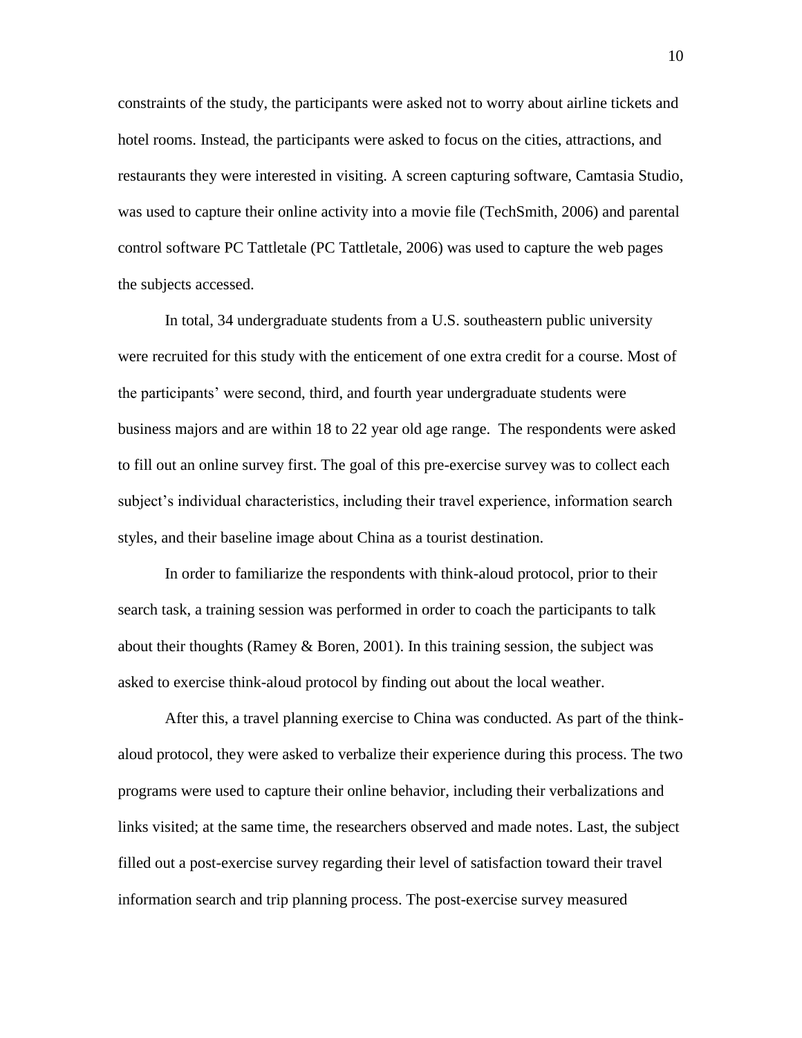constraints of the study, the participants were asked not to worry about airline tickets and hotel rooms. Instead, the participants were asked to focus on the cities, attractions, and restaurants they were interested in visiting. A screen capturing software, Camtasia Studio, was used to capture their online activity into a movie file (TechSmith, 2006) and parental control software PC Tattletale (PC Tattletale, 2006) was used to capture the web pages the subjects accessed.

In total, 34 undergraduate students from a U.S. southeastern public university were recruited for this study with the enticement of one extra credit for a course. Most of the participants' were second, third, and fourth year undergraduate students were business majors and are within 18 to 22 year old age range. The respondents were asked to fill out an online survey first. The goal of this pre-exercise survey was to collect each subject's individual characteristics, including their travel experience, information search styles, and their baseline image about China as a tourist destination.

In order to familiarize the respondents with think-aloud protocol, prior to their search task, a training session was performed in order to coach the participants to talk about their thoughts (Ramey & Boren, 2001). In this training session, the subject was asked to exercise think-aloud protocol by finding out about the local weather.

After this, a travel planning exercise to China was conducted. As part of the think-aloud protocol, they were asked to verbalize their experience during this process. The two programs were used to capture their online behavior, including their verbalizations and links visited; at the same time, the researchers observed and made notes. Last, the subject filled out a post-exercise survey regarding their level of satisfaction toward their travel information search and trip planning process. The post-exercise survey measured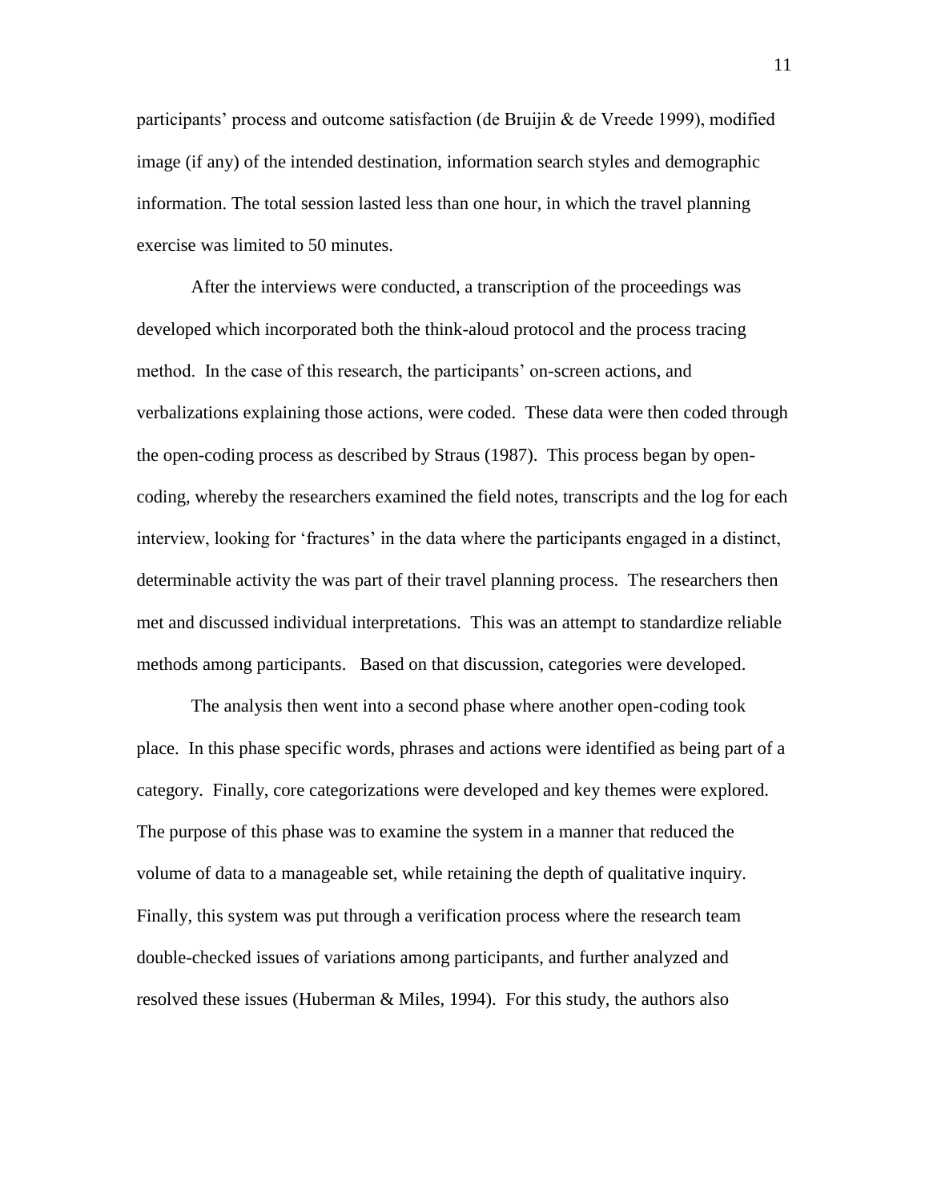participants' process and outcome satisfaction (de Bruijin & de Vreede 1999), modified image (if any) of the intended destination, information search styles and demographic information. The total session lasted less than one hour, in which the travel planning exercise was limited to 50 minutes.

After the interviews were conducted, a transcription of the proceedings was developed which incorporated both the think-aloud protocol and the process tracing method. In the case of this research, the participants' on-screen actions, and verbalizations explaining those actions, were coded. These data were then coded through the open-coding process as described by Straus (1987). This process began by open-coding, whereby the researchers examined the field notes, transcripts and the log for each interview, looking for 'fractures' in the data where the participants engaged in a distinct, determinable activity the was part of their travel planning process. The researchers then met and discussed individual interpretations. This was an attempt to standardize reliable methods among participants. Based on that discussion, categories were developed.

The analysis then went into a second phase where another open-coding took place. In this phase specific words, phrases and actions were identified as being part of a category. Finally, core categorizations were developed and key themes were explored. The purpose of this phase was to examine the system in a manner that reduced the volume of data to a manageable set, while retaining the depth of qualitative inquiry. Finally, this system was put through a verification process where the research team double-checked issues of variations among participants, and further analyzed and resolved these issues (Huberman & Miles, 1994). For this study, the authors also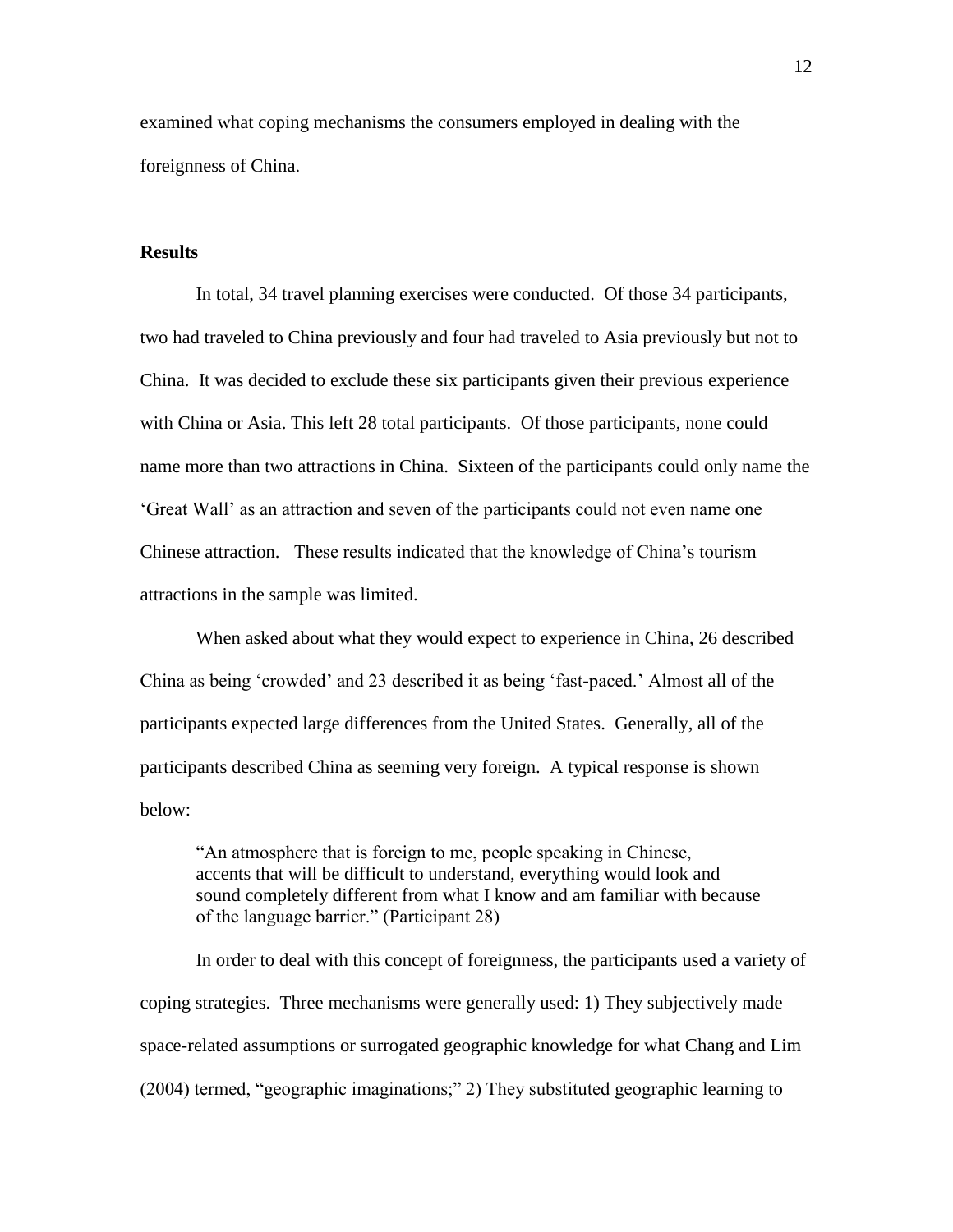examined what coping mechanisms the consumers employed in dealing with the foreignness of China.

## Results

In total, 34 travel planning exercises were conducted. Of those 34 participants, two had traveled to China previously and four had traveled to Asia previously but not to China. It was decided to exclude these six participants given their previous experience with China or Asia. This left 28 total participants. Of those participants, none could name more than two attractions in China. Sixteen of the participants could only name the 'Great Wall' as an attraction and seven of the participants could not even name one Chinese attraction. These results indicated that the knowledge of China's tourism attractions in the sample was limited.

When asked about what they would expect to experience in China, 26 described China as being 'crowded' and 23 described it as being 'fast-paced.' Almost all of the participants expected large differences from the United States. Generally, all of the participants described China as seeming very foreign. A typical response is shown below:

> "An atmosphere that is foreign to me, people speaking in Chinese, accents that will be difficult to understand, everything would look and sound completely different from what I know and am familiar with because of the language barrier." (Participant 28)

In order to deal with this concept of foreignness, the participants used a variety of coping strategies. Three mechanisms were generally used: 1) They subjectively made space-related assumptions or surrogated geographic knowledge for what Chang and Lim (2004) termed, "geographic imaginations;" 2) They substituted geographic learning to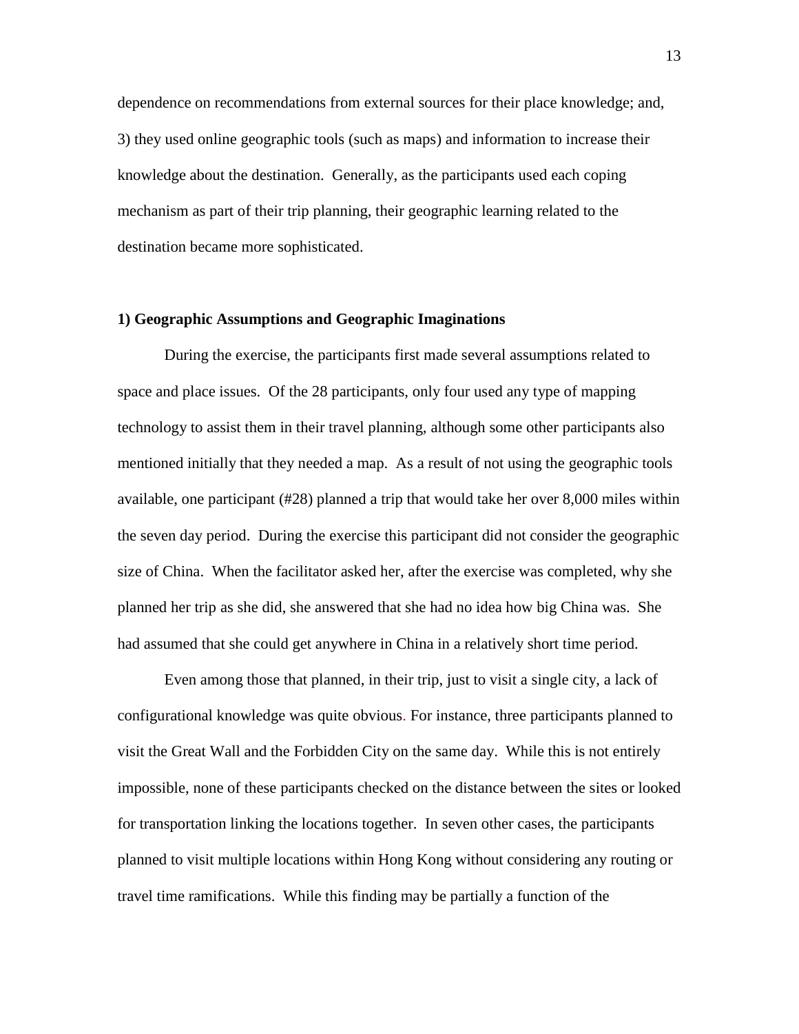dependence on recommendations from external sources for their place knowledge; and, 3) they used online geographic tools (such as maps) and information to increase their knowledge about the destination. Generally, as the participants used each coping mechanism as part of their trip planning, their geographic learning related to the destination became more sophisticated.

**1) Geographic Assumptions and Geographic Imaginations**

During the exercise, the participants first made several assumptions related to space and place issues. Of the 28 participants, only four used any type of mapping technology to assist them in their travel planning, although some other participants also mentioned initially that they needed a map. As a result of not using the geographic tools available, one participant (#28) planned a trip that would take her over 8,000 miles within the seven day period. During the exercise this participant did not consider the geographic size of China. When the facilitator asked her, after the exercise was completed, why she planned her trip as she did, she answered that she had no idea how big China was. She had assumed that she could get anywhere in China in a relatively short time period.

Even among those that planned, in their trip, just to visit a single city, a lack of configurational knowledge was quite obvious. For instance, three participants planned to visit the Great Wall and the Forbidden City on the same day. While this is not entirely impossible, none of these participants checked on the distance between the sites or looked for transportation linking the locations together. In seven other cases, the participants planned to visit multiple locations within Hong Kong without considering any routing or travel time ramifications. While this finding may be partially a function of the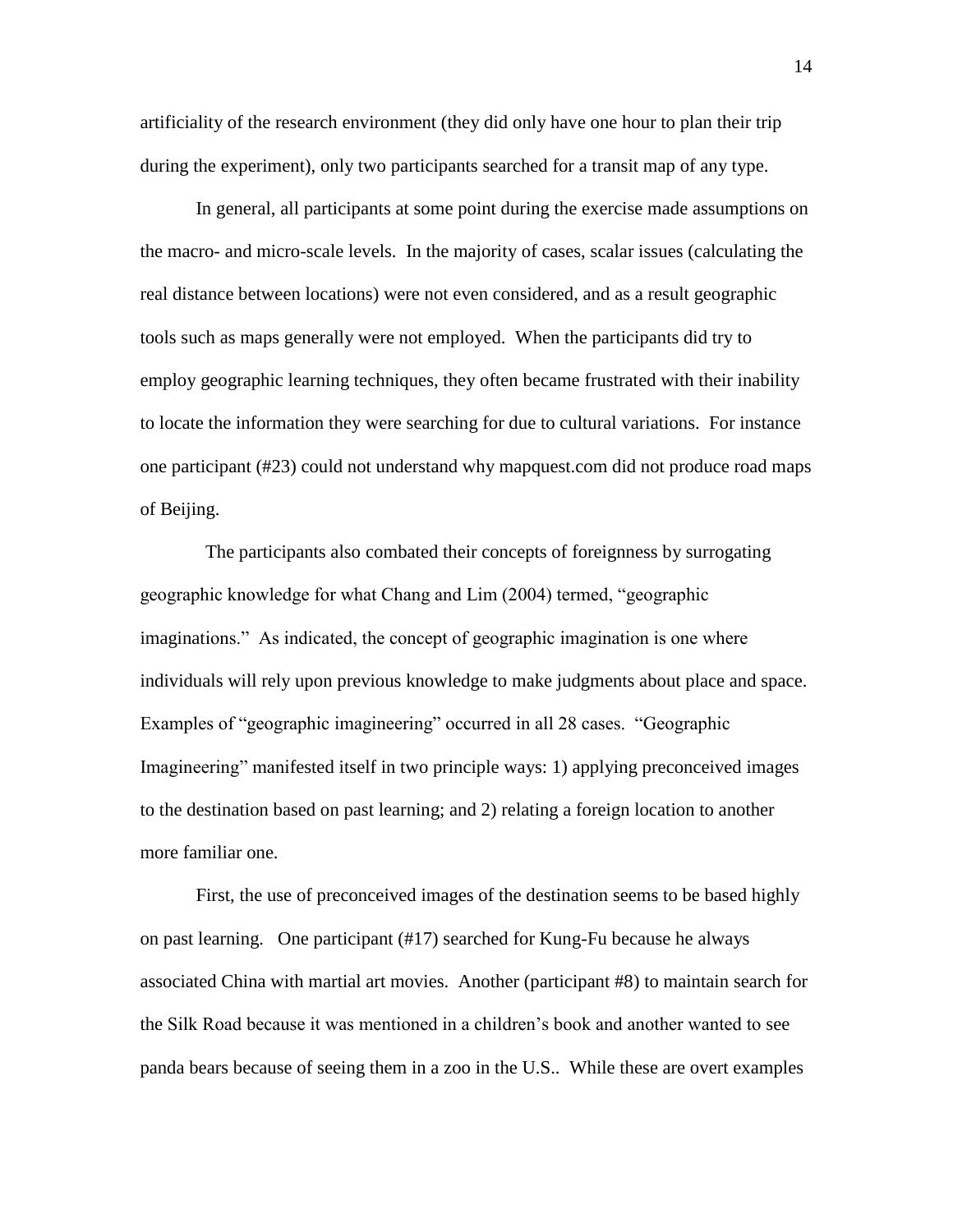artificiality of the research environment (they did only have one hour to plan their trip during the experiment), only two participants searched for a transit map of any type.

In general, all participants at some point during the exercise made assumptions on the macro- and micro-scale levels. In the majority of cases, scalar issues (calculating the real distance between locations) were not even considered, and as a result geographic tools such as maps generally were not employed. When the participants did try to employ geographic learning techniques, they often became frustrated with their inability to locate the information they were searching for due to cultural variations. For instance one participant (#23) could not understand why mapquest.com did not produce road maps of Beijing.

The participants also combated their concepts of foreignness by surrogating geographic knowledge for what Chang and Lim (2004) termed, "geographic imaginations." As indicated, the concept of geographic imagination is one where individuals will rely upon previous knowledge to make judgments about place and space. Examples of "geographic imagineering" occurred in all 28 cases. "Geographic Imagineering" manifested itself in two principle ways: 1) applying preconceived images to the destination based on past learning; and 2) relating a foreign location to another more familiar one.

First, the use of preconceived images of the destination seems to be based highly on past learning. One participant (#17) searched for Kung-Fu because he always associated China with martial art movies. Another (participant #8) to maintain search for the Silk Road because it was mentioned in a children's book and another wanted to see panda bears because of seeing them in a zoo in the U.S.. While these are overt examples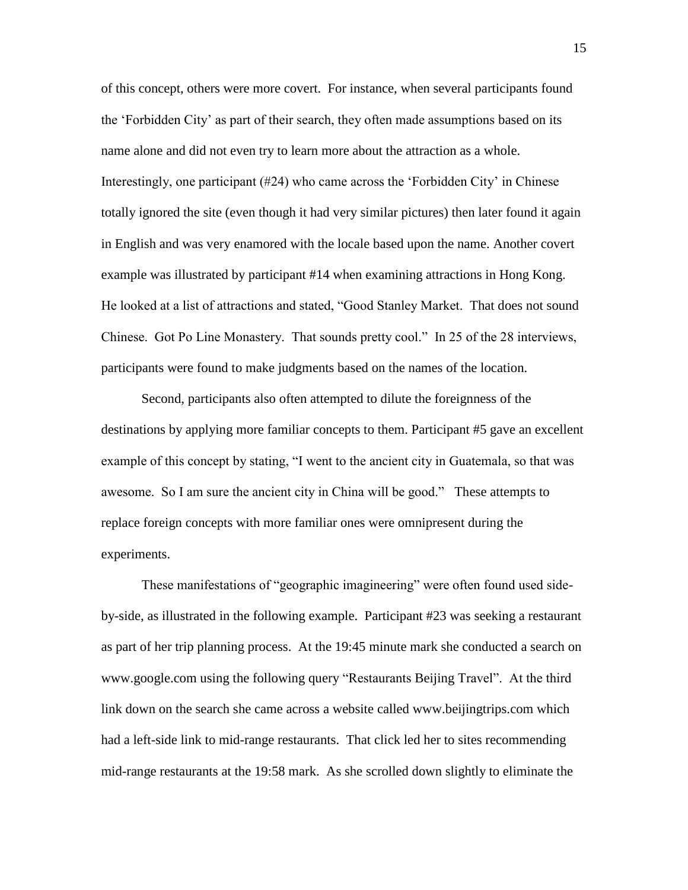of this concept, others were more covert. For instance, when several participants found the 'Forbidden City' as part of their search, they often made assumptions based on its name alone and did not even try to learn more about the attraction as a whole. Interestingly, one participant (#24) who came across the 'Forbidden City' in Chinese totally ignored the site (even though it had very similar pictures) then later found it again in English and was very enamored with the locale based upon the name. Another covert example was illustrated by participant #14 when examining attractions in Hong Kong. He looked at a list of attractions and stated, "Good Stanley Market. That does not sound Chinese. Got Po Line Monastery. That sounds pretty cool." In 25 of the 28 interviews, participants were found to make judgments based on the names of the location.

Second, participants also often attempted to dilute the foreignness of the destinations by applying more familiar concepts to them. Participant #5 gave an excellent example of this concept by stating, "I went to the ancient city in Guatemala, so that was awesome. So I am sure the ancient city in China will be good." These attempts to replace foreign concepts with more familiar ones were omnipresent during the experiments.

These manifestations of "geographic imagineering" were often found used side-by-side, as illustrated in the following example. Participant #23 was seeking a restaurant as part of her trip planning process. At the 19:45 minute mark she conducted a search on www.google.com using the following query "Restaurants Beijing Travel". At the third link down on the search she came across a website called www.beijingtrips.com which had a left-side link to mid-range restaurants. That click led her to sites recommending mid-range restaurants at the 19:58 mark. As she scrolled down slightly to eliminate the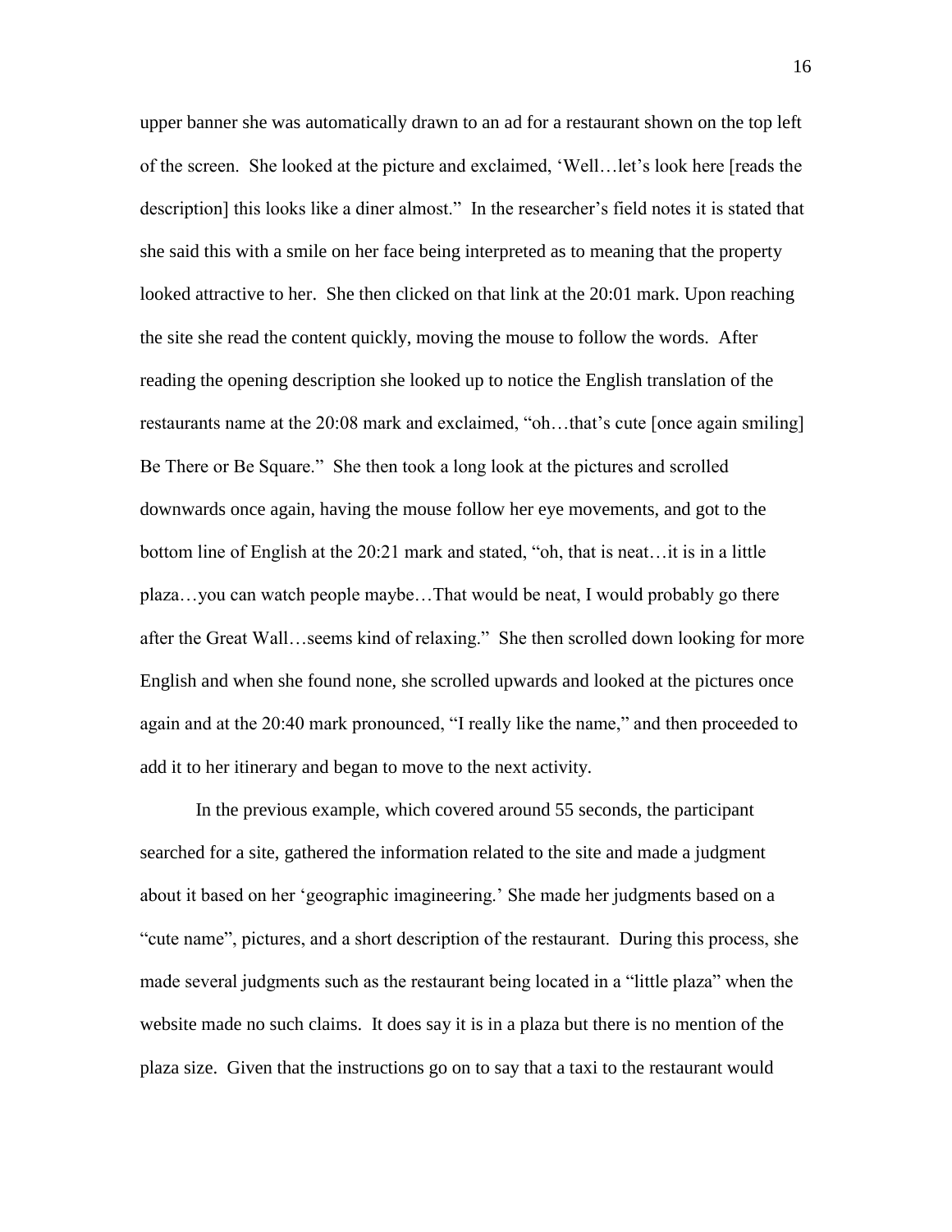upper banner she was automatically drawn to an ad for a restaurant shown on the top left of the screen. She looked at the picture and exclaimed, 'Well…let's look here [reads the description] this looks like a diner almost." In the researcher's field notes it is stated that she said this with a smile on her face being interpreted as to meaning that the property looked attractive to her. She then clicked on that link at the 20:01 mark. Upon reaching the site she read the content quickly, moving the mouse to follow the words. After reading the opening description she looked up to notice the English translation of the restaurants name at the 20:08 mark and exclaimed, "oh…that's cute [once again smiling] Be There or Be Square." She then took a long look at the pictures and scrolled downwards once again, having the mouse follow her eye movements, and got to the bottom line of English at the 20:21 mark and stated, "oh, that is neat…it is in a little plaza…you can watch people maybe…That would be neat, I would probably go there after the Great Wall…seems kind of relaxing." She then scrolled down looking for more English and when she found none, she scrolled upwards and looked at the pictures once again and at the 20:40 mark pronounced, "I really like the name," and then proceeded to add it to her itinerary and began to move to the next activity.

In the previous example, which covered around 55 seconds, the participant searched for a site, gathered the information related to the site and made a judgment about it based on her 'geographic imagineering.' She made her judgments based on a "cute name", pictures, and a short description of the restaurant. During this process, she made several judgments such as the restaurant being located in a "little plaza" when the website made no such claims. It does say it is in a plaza but there is no mention of the plaza size. Given that the instructions go on to say that a taxi to the restaurant would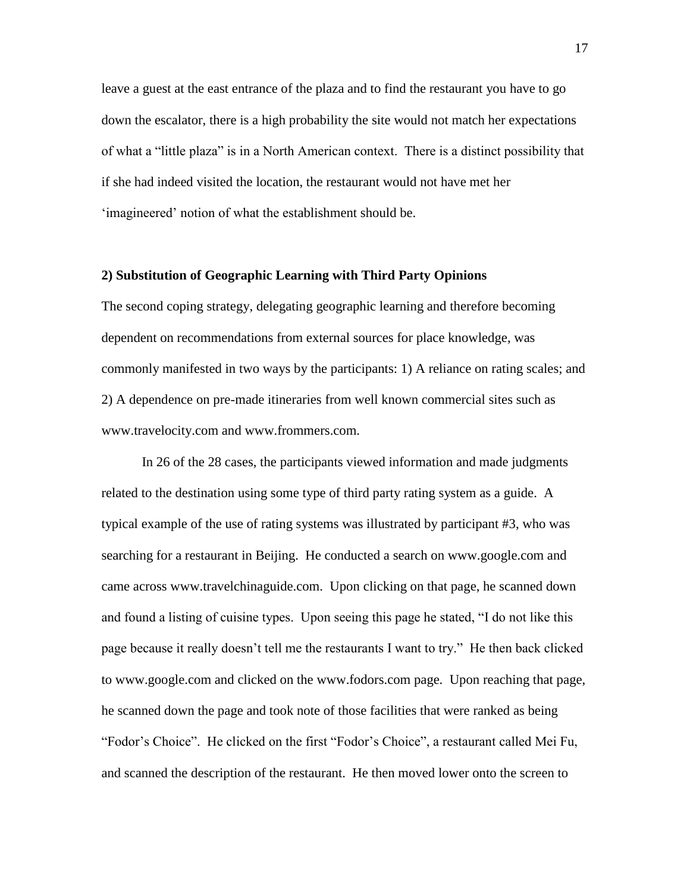leave a guest at the east entrance of the plaza and to find the restaurant you have to go down the escalator, there is a high probability the site would not match her expectations of what a "little plaza" is in a North American context. There is a distinct possibility that if she had indeed visited the location, the restaurant would not have met her 'imagineered' notion of what the establishment should be.

**2) Substitution of Geographic Learning with Third Party Opinions**

The second coping strategy, delegating geographic learning and therefore becoming dependent on recommendations from external sources for place knowledge, was commonly manifested in two ways by the participants: 1) A reliance on rating scales; and 2) A dependence on pre-made itineraries from well known commercial sites such as www.travelocity.com and www.frommers.com.

In 26 of the 28 cases, the participants viewed information and made judgments related to the destination using some type of third party rating system as a guide. A typical example of the use of rating systems was illustrated by participant #3, who was searching for a restaurant in Beijing. He conducted a search on www.google.com and came across www.travelchinaguide.com. Upon clicking on that page, he scanned down and found a listing of cuisine types. Upon seeing this page he stated, "I do not like this page because it really doesn't tell me the restaurants I want to try." He then back clicked to www.google.com and clicked on the www.fodors.com page. Upon reaching that page, he scanned down the page and took note of those facilities that were ranked as being "Fodor's Choice". He clicked on the first "Fodor's Choice", a restaurant called Mei Fu, and scanned the description of the restaurant. He then moved lower onto the screen to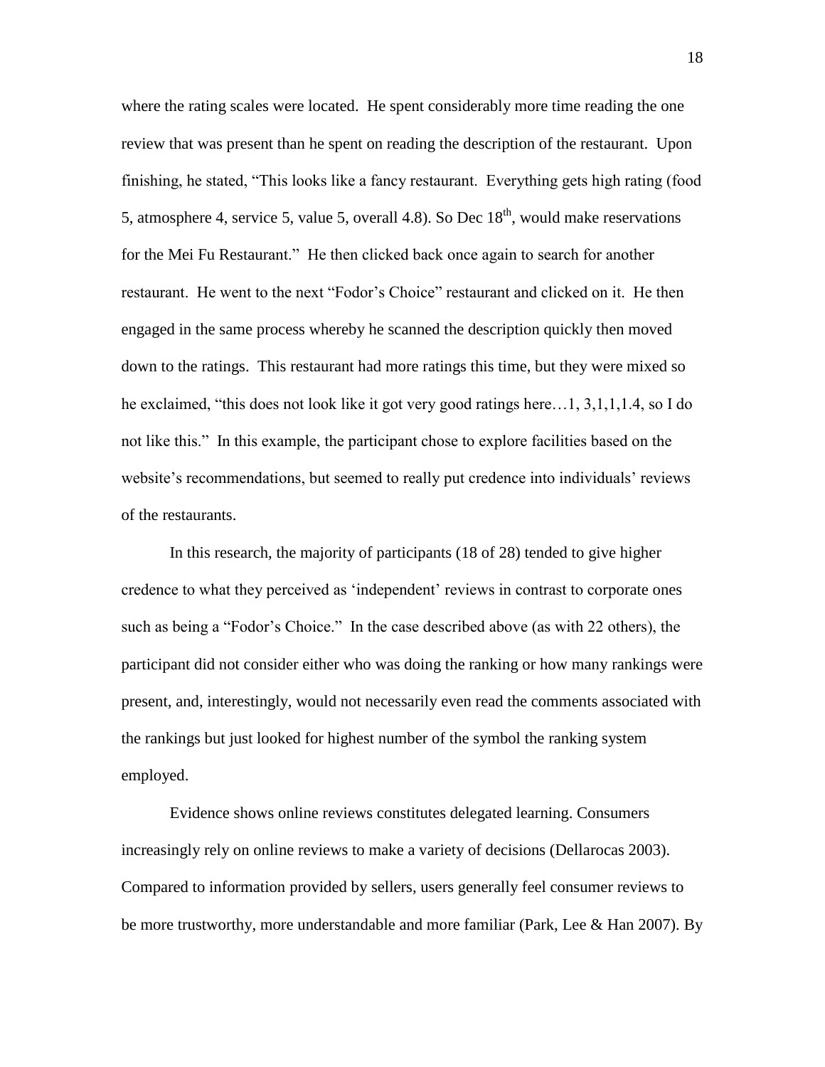where the rating scales were located. He spent considerably more time reading the one review that was present than he spent on reading the description of the restaurant. Upon finishing, he stated, "This looks like a fancy restaurant. Everything gets high rating (food 5, atmosphere 4, service 5, value 5, overall 4.8). So Dec 18th, would make reservations for the Mei Fu Restaurant." He then clicked back once again to search for another restaurant. He went to the next "Fodor's Choice" restaurant and clicked on it. He then engaged in the same process whereby he scanned the description quickly then moved down to the ratings. This restaurant had more ratings this time, but they were mixed so he exclaimed, "this does not look like it got very good ratings here…1, 3,1,1,1.4, so I do not like this." In this example, the participant chose to explore facilities based on the website's recommendations, but seemed to really put credence into individuals' reviews of the restaurants.

In this research, the majority of participants (18 of 28) tended to give higher credence to what they perceived as 'independent' reviews in contrast to corporate ones such as being a "Fodor's Choice." In the case described above (as with 22 others), the participant did not consider either who was doing the ranking or how many rankings were present, and, interestingly, would not necessarily even read the comments associated with the rankings but just looked for highest number of the symbol the ranking system employed.

Evidence shows online reviews constitutes delegated learning. Consumers increasingly rely on online reviews to make a variety of decisions (Dellarocas 2003). Compared to information provided by sellers, users generally feel consumer reviews to be more trustworthy, more understandable and more familiar (Park, Lee & Han 2007). By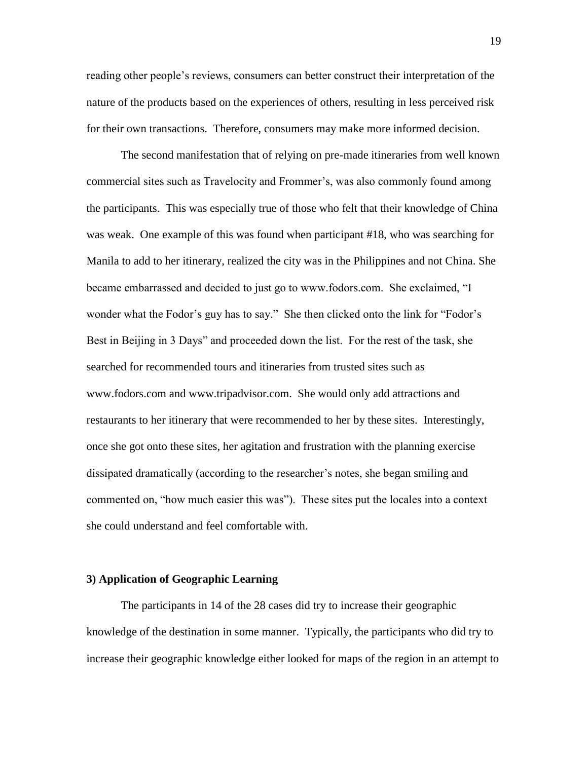reading other people's reviews, consumers can better construct their interpretation of the nature of the products based on the experiences of others, resulting in less perceived risk for their own transactions. Therefore, consumers may make more informed decision.

The second manifestation that of relying on pre-made itineraries from well known commercial sites such as Travelocity and Frommer's, was also commonly found among the participants. This was especially true of those who felt that their knowledge of China was weak. One example of this was found when participant #18, who was searching for Manila to add to her itinerary, realized the city was in the Philippines and not China. She became embarrassed and decided to just go to www.fodors.com. She exclaimed, "I wonder what the Fodor's guy has to say." She then clicked onto the link for "Fodor's Best in Beijing in 3 Days" and proceeded down the list. For the rest of the task, she searched for recommended tours and itineraries from trusted sites such as www.fodors.com and www.tripadvisor.com. She would only add attractions and restaurants to her itinerary that were recommended to her by these sites. Interestingly, once she got onto these sites, her agitation and frustration with the planning exercise dissipated dramatically (according to the researcher's notes, she began smiling and commented on, "how much easier this was"). These sites put the locales into a context she could understand and feel comfortable with.

### 3) Application of Geographic Learning

The participants in 14 of the 28 cases did try to increase their geographic knowledge of the destination in some manner. Typically, the participants who did try to increase their geographic knowledge either looked for maps of the region in an attempt to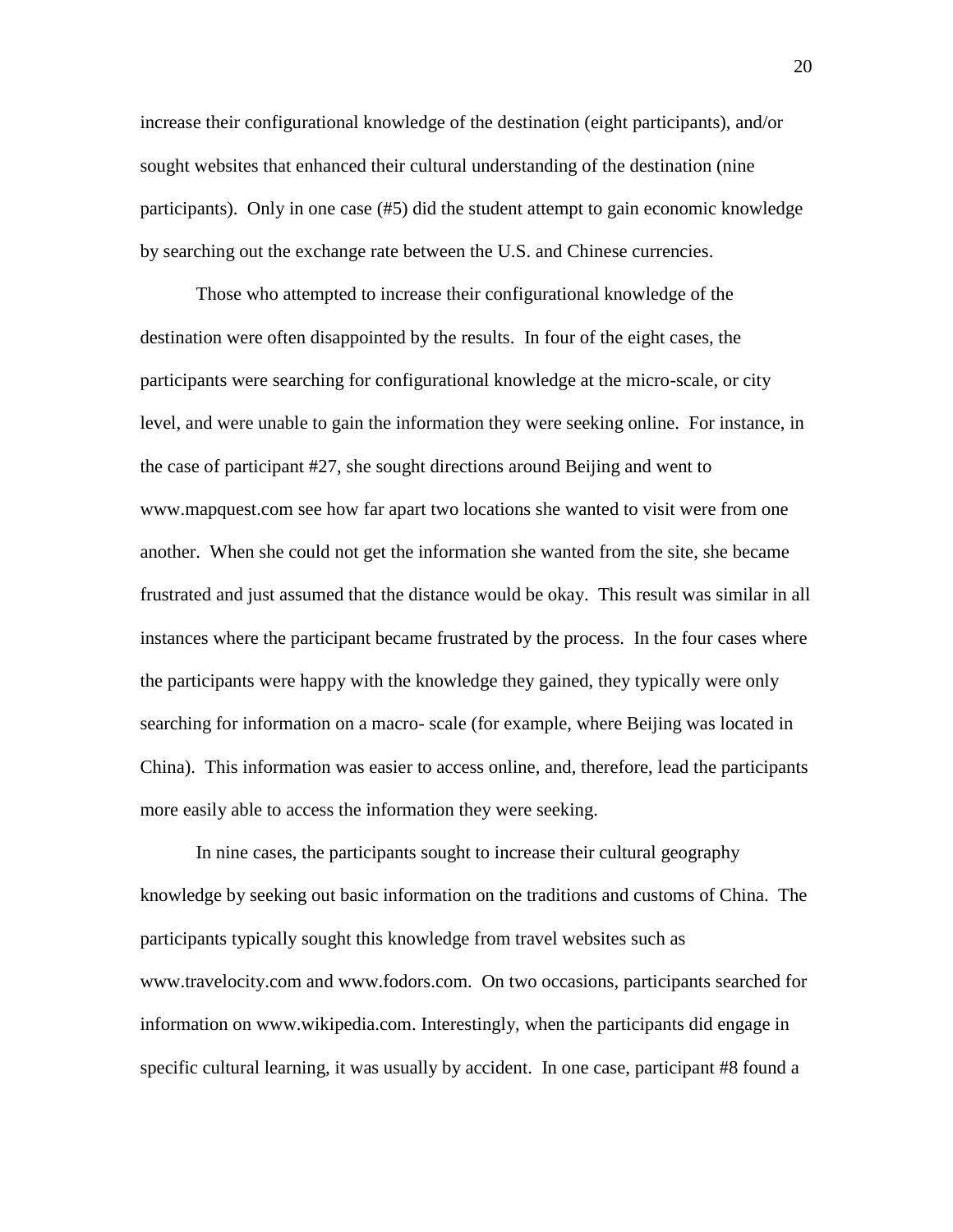increase their configurational knowledge of the destination (eight participants), and/or sought websites that enhanced their cultural understanding of the destination (nine participants). Only in one case (#5) did the student attempt to gain economic knowledge by searching out the exchange rate between the U.S. and Chinese currencies.

Those who attempted to increase their configurational knowledge of the destination were often disappointed by the results. In four of the eight cases, the participants were searching for configurational knowledge at the micro-scale, or city level, and were unable to gain the information they were seeking online. For instance, in the case of participant #27, she sought directions around Beijing and went to www.mapquest.com see how far apart two locations she wanted to visit were from one another. When she could not get the information she wanted from the site, she became frustrated and just assumed that the distance would be okay. This result was similar in all instances where the participant became frustrated by the process. In the four cases where the participants were happy with the knowledge they gained, they typically were only searching for information on a macro- scale (for example, where Beijing was located in China). This information was easier to access online, and, therefore, lead the participants more easily able to access the information they were seeking.

In nine cases, the participants sought to increase their cultural geography knowledge by seeking out basic information on the traditions and customs of China. The participants typically sought this knowledge from travel websites such as www.travelocity.com and www.fodors.com. On two occasions, participants searched for information on www.wikipedia.com. Interestingly, when the participants did engage in specific cultural learning, it was usually by accident. In one case, participant #8 found a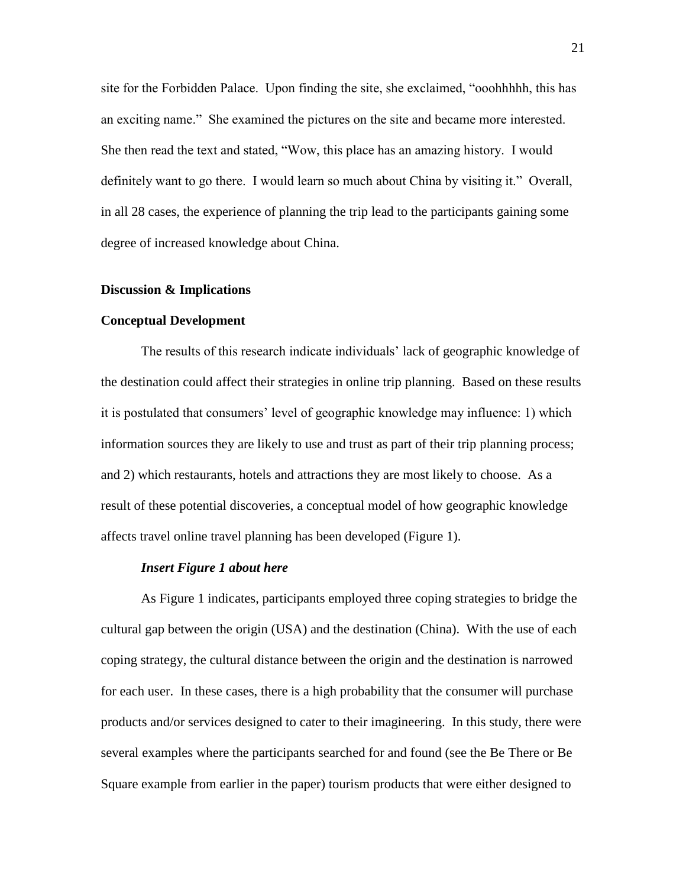site for the Forbidden Palace. Upon finding the site, she exclaimed, "ooohhhhh, this has an exciting name." She examined the pictures on the site and became more interested. She then read the text and stated, "Wow, this place has an amazing history. I would definitely want to go there. I would learn so much about China by visiting it." Overall, in all 28 cases, the experience of planning the trip lead to the participants gaining some degree of increased knowledge about China.

## Discussion & Implications

### Conceptual Development

The results of this research indicate individuals' lack of geographic knowledge of the destination could affect their strategies in online trip planning. Based on these results it is postulated that consumers' level of geographic knowledge may influence: 1) which information sources they are likely to use and trust as part of their trip planning process; and 2) which restaurants, hotels and attractions they are most likely to choose. As a result of these potential discoveries, a conceptual model of how geographic knowledge affects travel online travel planning has been developed (Figure 1).

***Insert Figure 1 about here***

As Figure 1 indicates, participants employed three coping strategies to bridge the cultural gap between the origin (USA) and the destination (China). With the use of each coping strategy, the cultural distance between the origin and the destination is narrowed for each user. In these cases, there is a high probability that the consumer will purchase products and/or services designed to cater to their imagineering. In this study, there were several examples where the participants searched for and found (see the Be There or Be Square example from earlier in the paper) tourism products that were either designed to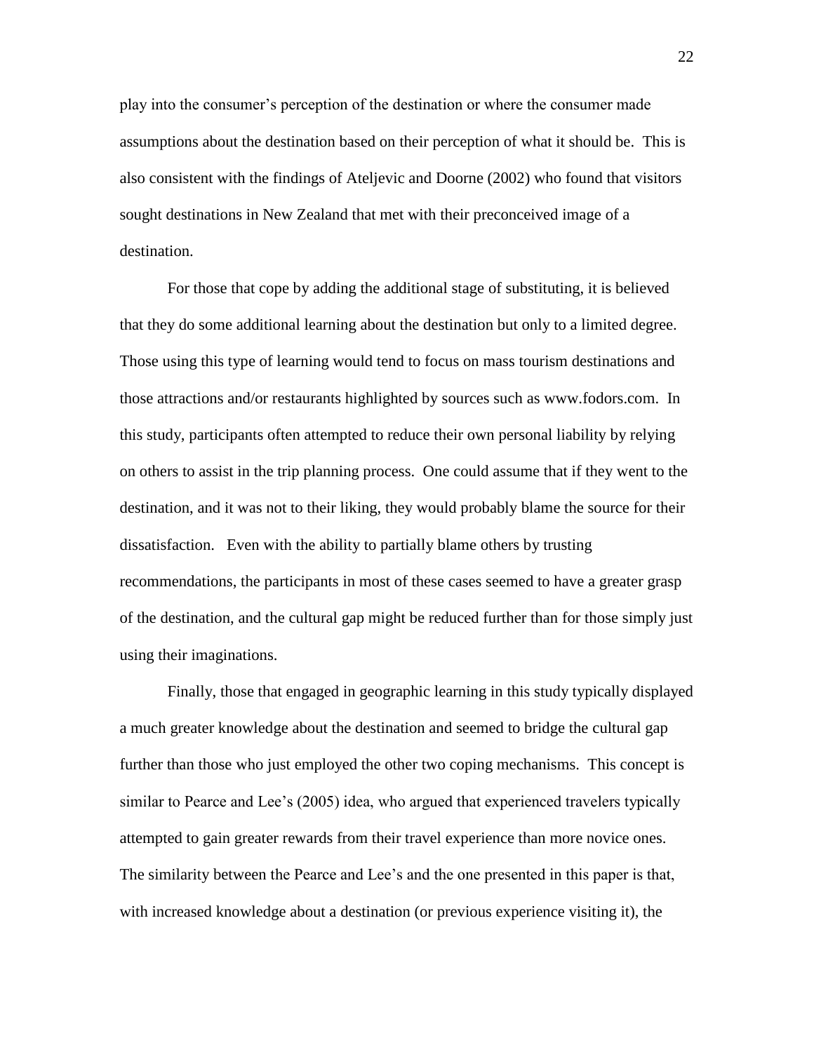play into the consumer's perception of the destination or where the consumer made assumptions about the destination based on their perception of what it should be. This is also consistent with the findings of Ateljevic and Doorne (2002) who found that visitors sought destinations in New Zealand that met with their preconceived image of a destination.

For those that cope by adding the additional stage of substituting, it is believed that they do some additional learning about the destination but only to a limited degree. Those using this type of learning would tend to focus on mass tourism destinations and those attractions and/or restaurants highlighted by sources such as www.fodors.com. In this study, participants often attempted to reduce their own personal liability by relying on others to assist in the trip planning process. One could assume that if they went to the destination, and it was not to their liking, they would probably blame the source for their dissatisfaction. Even with the ability to partially blame others by trusting recommendations, the participants in most of these cases seemed to have a greater grasp of the destination, and the cultural gap might be reduced further than for those simply just using their imaginations.

Finally, those that engaged in geographic learning in this study typically displayed a much greater knowledge about the destination and seemed to bridge the cultural gap further than those who just employed the other two coping mechanisms. This concept is similar to Pearce and Lee's (2005) idea, who argued that experienced travelers typically attempted to gain greater rewards from their travel experience than more novice ones. The similarity between the Pearce and Lee's and the one presented in this paper is that, with increased knowledge about a destination (or previous experience visiting it), the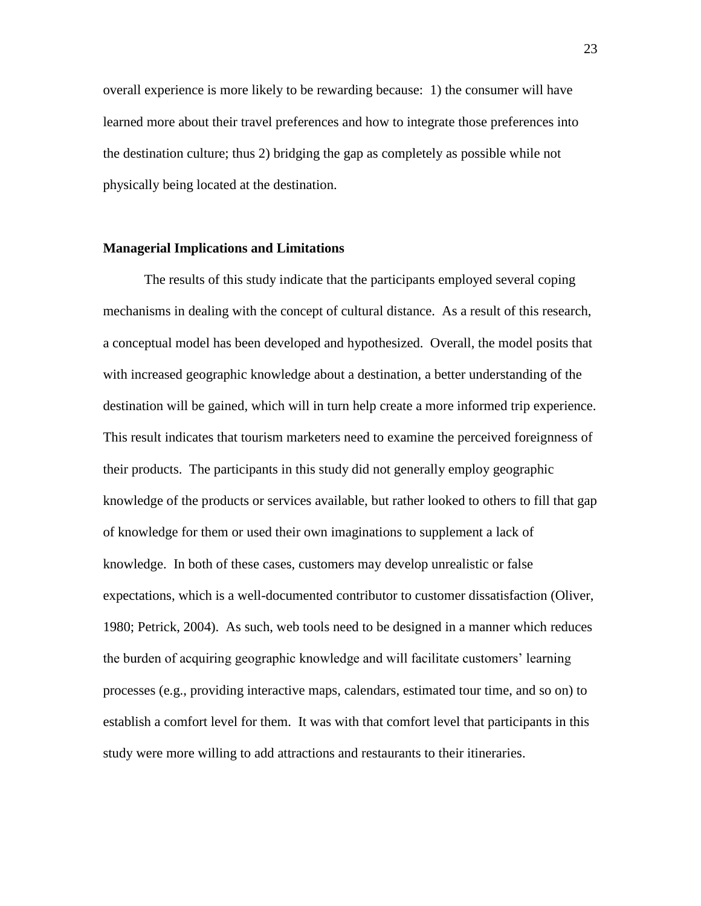overall experience is more likely to be rewarding because: 1) the consumer will have learned more about their travel preferences and how to integrate those preferences into the destination culture; thus 2) bridging the gap as completely as possible while not physically being located at the destination.

## Managerial Implications and Limitations

The results of this study indicate that the participants employed several coping mechanisms in dealing with the concept of cultural distance. As a result of this research, a conceptual model has been developed and hypothesized. Overall, the model posits that with increased geographic knowledge about a destination, a better understanding of the destination will be gained, which will in turn help create a more informed trip experience. This result indicates that tourism marketers need to examine the perceived foreignness of their products. The participants in this study did not generally employ geographic knowledge of the products or services available, but rather looked to others to fill that gap of knowledge for them or used their own imaginations to supplement a lack of knowledge. In both of these cases, customers may develop unrealistic or false expectations, which is a well-documented contributor to customer dissatisfaction (Oliver, 1980; Petrick, 2004). As such, web tools need to be designed in a manner which reduces the burden of acquiring geographic knowledge and will facilitate customers' learning processes (e.g., providing interactive maps, calendars, estimated tour time, and so on) to establish a comfort level for them. It was with that comfort level that participants in this study were more willing to add attractions and restaurants to their itineraries.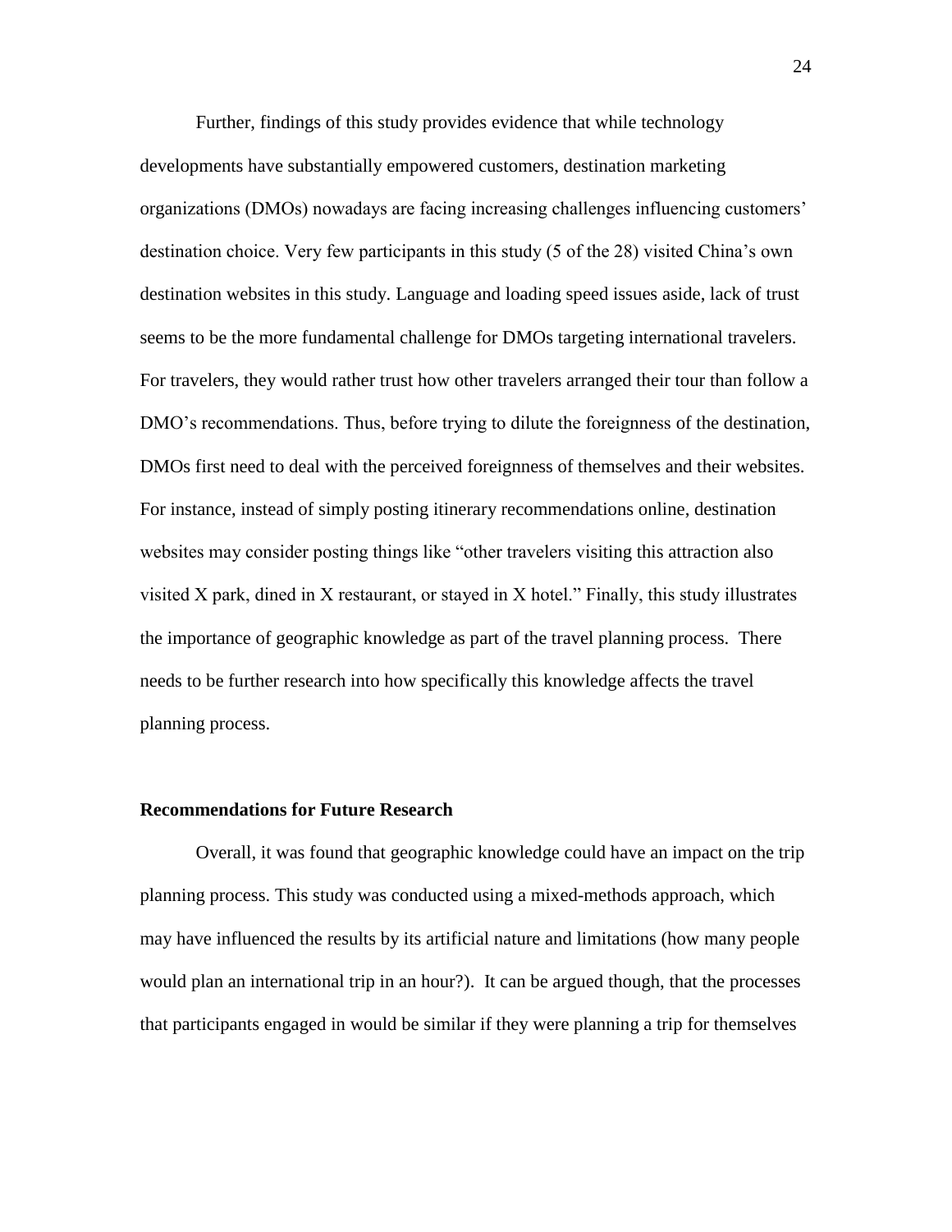Further, findings of this study provides evidence that while technology developments have substantially empowered customers, destination marketing organizations (DMOs) nowadays are facing increasing challenges influencing customers' destination choice. Very few participants in this study (5 of the 28) visited China's own destination websites in this study. Language and loading speed issues aside, lack of trust seems to be the more fundamental challenge for DMOs targeting international travelers. For travelers, they would rather trust how other travelers arranged their tour than follow a DMO's recommendations. Thus, before trying to dilute the foreignness of the destination, DMOs first need to deal with the perceived foreignness of themselves and their websites. For instance, instead of simply posting itinerary recommendations online, destination websites may consider posting things like "other travelers visiting this attraction also visited X park, dined in X restaurant, or stayed in X hotel." Finally, this study illustrates the importance of geographic knowledge as part of the travel planning process. There needs to be further research into how specifically this knowledge affects the travel planning process.

## Recommendations for Future Research

Overall, it was found that geographic knowledge could have an impact on the trip planning process. This study was conducted using a mixed-methods approach, which may have influenced the results by its artificial nature and limitations (how many people would plan an international trip in an hour?). It can be argued though, that the processes that participants engaged in would be similar if they were planning a trip for themselves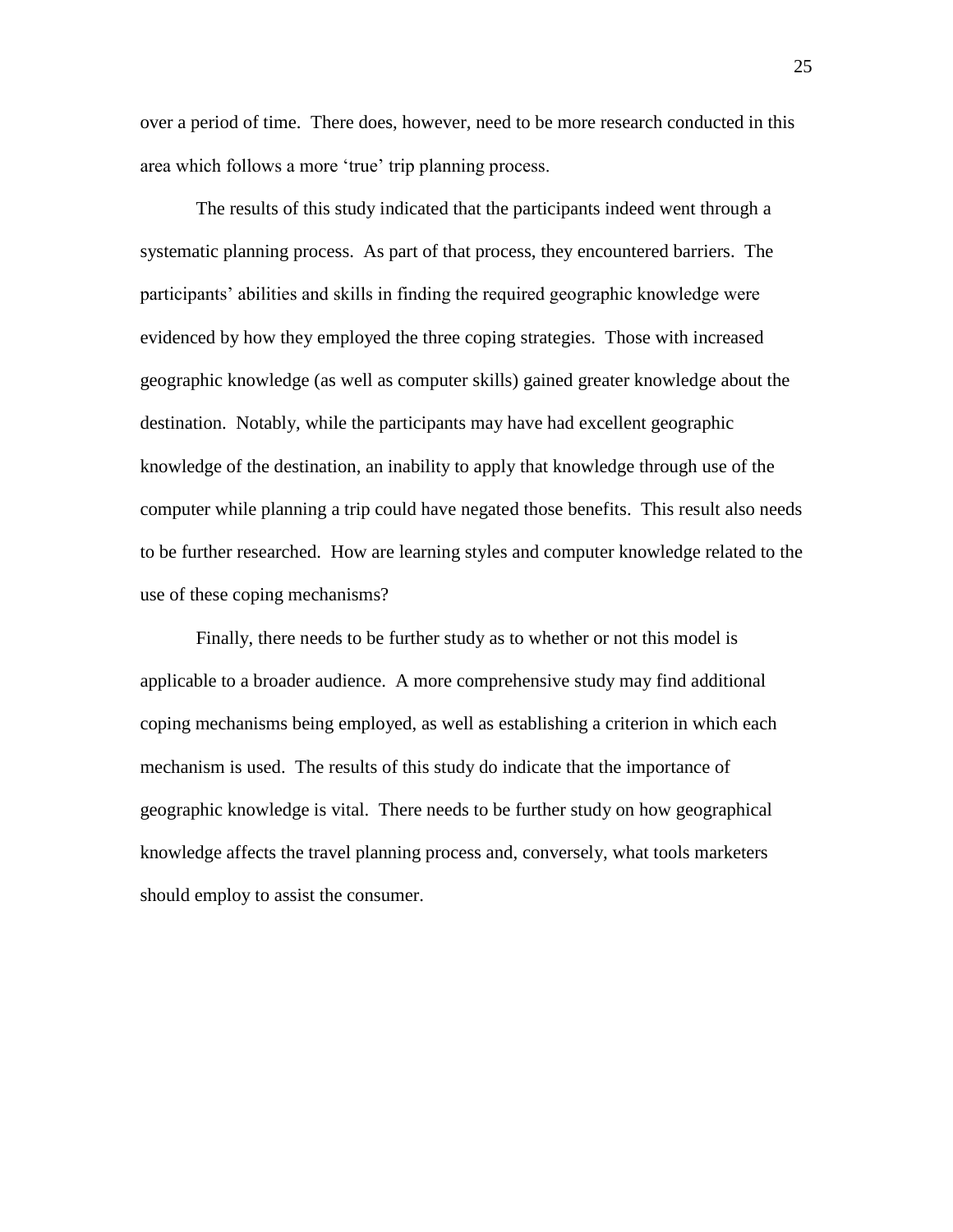over a period of time. There does, however, need to be more research conducted in this area which follows a more 'true' trip planning process.

The results of this study indicated that the participants indeed went through a systematic planning process. As part of that process, they encountered barriers. The participants' abilities and skills in finding the required geographic knowledge were evidenced by how they employed the three coping strategies. Those with increased geographic knowledge (as well as computer skills) gained greater knowledge about the destination. Notably, while the participants may have had excellent geographic knowledge of the destination, an inability to apply that knowledge through use of the computer while planning a trip could have negated those benefits. This result also needs to be further researched. How are learning styles and computer knowledge related to the use of these coping mechanisms?

Finally, there needs to be further study as to whether or not this model is applicable to a broader audience. A more comprehensive study may find additional coping mechanisms being employed, as well as establishing a criterion in which each mechanism is used. The results of this study do indicate that the importance of geographic knowledge is vital. There needs to be further study on how geographical knowledge affects the travel planning process and, conversely, what tools marketers should employ to assist the consumer.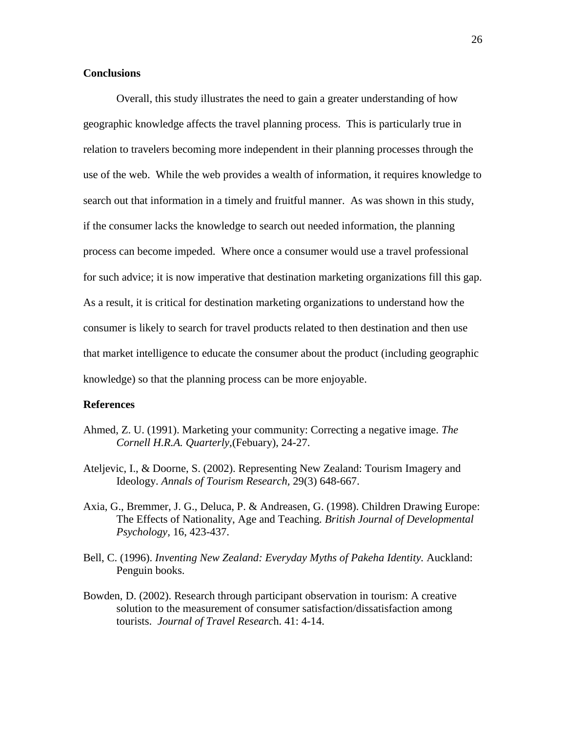## Conclusions

Overall, this study illustrates the need to gain a greater understanding of how geographic knowledge affects the travel planning process. This is particularly true in relation to travelers becoming more independent in their planning processes through the use of the web. While the web provides a wealth of information, it requires knowledge to search out that information in a timely and fruitful manner. As was shown in this study, if the consumer lacks the knowledge to search out needed information, the planning process can become impeded. Where once a consumer would use a travel professional for such advice; it is now imperative that destination marketing organizations fill this gap. As a result, it is critical for destination marketing organizations to understand how the consumer is likely to search for travel products related to then destination and then use that market intelligence to educate the consumer about the product (including geographic knowledge) so that the planning process can be more enjoyable.

## References

Ahmed, Z. U. (1991). Marketing your community: Correcting a negative image. *The Cornell H.R.A. Quarterly,*(Febuary), 24-27.

Ateljevic, I., & Doorne, S. (2002). Representing New Zealand: Tourism Imagery and Ideology. *Annals of Tourism Research,* 29(3) 648-667.

Axia, G., Bremmer, J. G., Deluca, P. & Andreasen, G. (1998). Children Drawing Europe: The Effects of Nationality, Age and Teaching. *British Journal of Developmental Psychology,* 16, 423-437.

Bell, C. (1996). *Inventing New Zealand: Everyday Myths of Pakeha Identity.* Auckland: Penguin books.

Bowden, D. (2002). Research through participant observation in tourism: A creative solution to the measurement of consumer satisfaction/dissatisfaction among tourists. *Journal of Travel Researc*h. 41: 4-14.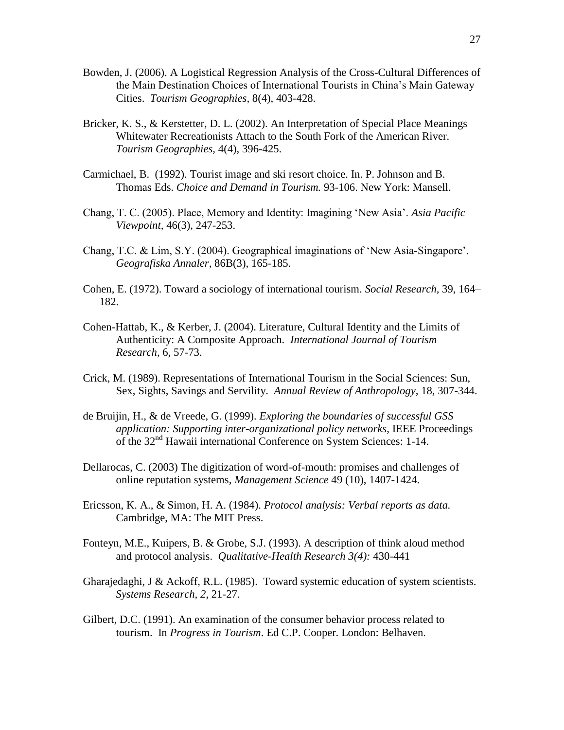Bowden, J. (2006). A Logistical Regression Analysis of the Cross-Cultural Differences of the Main Destination Choices of International Tourists in China's Main Gateway Cities. *Tourism Geographies,* 8(4), 403-428.

Bricker, K. S., & Kerstetter, D. L. (2002). An Interpretation of Special Place Meanings Whitewater Recreationists Attach to the South Fork of the American River. *Tourism Geographies,* 4(4), 396-425.

Carmichael, B. (1992). Tourist image and ski resort choice. In. P. Johnson and B. Thomas Eds. *Choice and Demand in Tourism.* 93-106. New York: Mansell.

Chang, T. C. (2005). Place, Memory and Identity: Imagining 'New Asia'. *Asia Pacific Viewpoint,* 46(3), 247-253.

Chang, T.C. & Lim, S.Y. (2004). Geographical imaginations of 'New Asia-Singapore'. *Geografiska Annaler,* 86B(3), 165-185.

Cohen, E. (1972). Toward a sociology of international tourism. *Social Research*, 39, 164–182.

Cohen-Hattab, K., & Kerber, J. (2004). Literature, Cultural Identity and the Limits of Authenticity: A Composite Approach. *International Journal of Tourism Research,* 6, 57-73.

Crick, M. (1989). Representations of International Tourism in the Social Sciences: Sun, Sex, Sights, Savings and Servility. *Annual Review of Anthropology,* 18, 307-344.

de Bruijin, H., & de Vreede, G. (1999). *Exploring the boundaries of successful GSS application: Supporting inter-organizational policy networks,* IEEE Proceedings of the 32nd Hawaii international Conference on System Sciences: 1-14.

Dellarocas, C. (2003) The digitization of word-of-mouth: promises and challenges of online reputation systems, *Management Science* 49 (10), 1407-1424.

Ericsson, K. A., & Simon, H. A. (1984). *Protocol analysis: Verbal reports as data.* Cambridge, MA: The MIT Press.

Fonteyn, M.E., Kuipers, B. & Grobe, S.J. (1993). A description of think aloud method and protocol analysis. *Qualitative-Health Research 3(4):* 430-441

Gharajedaghi, J & Ackoff, R.L. (1985). Toward systemic education of system scientists. *Systems Research*, *2*, 21-27.

Gilbert, D.C. (1991). An examination of the consumer behavior process related to tourism. In *Progress in Tourism*. Ed C.P. Cooper. London: Belhaven.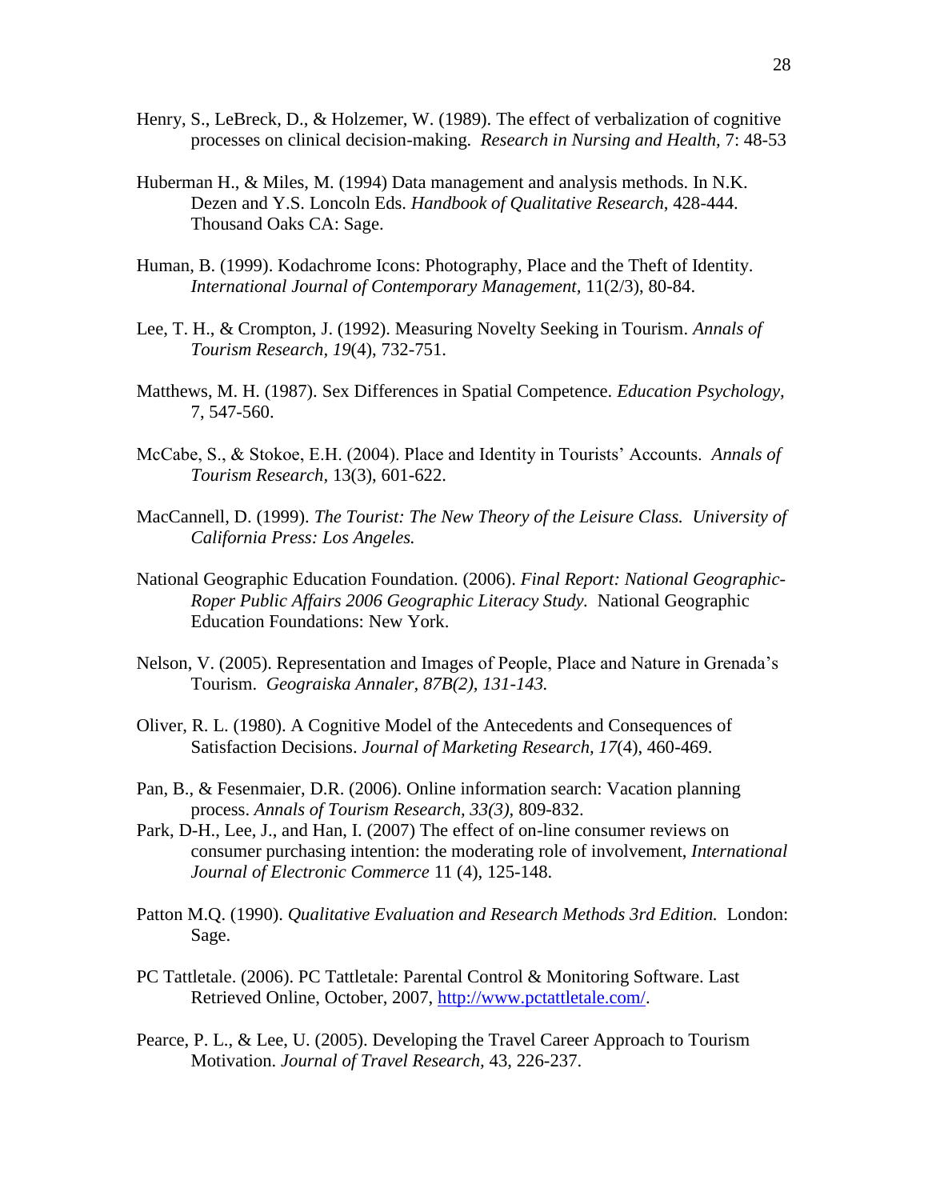Henry, S., LeBreck, D., & Holzemer, W. (1989). The effect of verbalization of cognitive processes on clinical decision-making. *Research in Nursing and Health*, 7: 48-53

Huberman H., & Miles, M. (1994) Data management and analysis methods. In N.K. Dezen and Y.S. Loncoln Eds. *Handbook of Qualitative Research*, 428-444. Thousand Oaks CA: Sage.

Human, B. (1999). Kodachrome Icons: Photography, Place and the Theft of Identity. *International Journal of Contemporary Management,* 11(2/3), 80-84.

Lee, T. H., & Crompton, J. (1992). Measuring Novelty Seeking in Tourism. *Annals of Tourism Research, 19*(4), 732-751.

Matthews, M. H. (1987). Sex Differences in Spatial Competence. *Education Psychology,* 7, 547-560.

McCabe, S., & Stokoe, E.H. (2004). Place and Identity in Tourists' Accounts. *Annals of Tourism Research,* 13(3), 601-622.

MacCannell, D. (1999). *The Tourist: The New Theory of the Leisure Class. University of California Press: Los Angeles.*

National Geographic Education Foundation. (2006). *Final Report: National Geographic-Roper Public Affairs 2006 Geographic Literacy Study.* National Geographic Education Foundations: New York.

Nelson, V. (2005). Representation and Images of People, Place and Nature in Grenada's Tourism. *Geograiska Annaler, 87B(2), 131-143.*

Oliver, R. L. (1980). A Cognitive Model of the Antecedents and Consequences of Satisfaction Decisions. *Journal of Marketing Research, 17*(4), 460-469.

Pan, B., & Fesenmaier, D.R. (2006). Online information search: Vacation planning process. *Annals of Tourism Research, 33(3),* 809-832.

Park, D-H., Lee, J., and Han, I. (2007) The effect of on-line consumer reviews on consumer purchasing intention: the moderating role of involvement, *International Journal of Electronic Commerce* 11 (4), 125-148.

Patton M.Q. (1990). *Qualitative Evaluation and Research Methods 3rd Edition.* London: Sage.

PC Tattletale. (2006). PC Tattletale: Parental Control & Monitoring Software. Last Retrieved Online, October, 2007, http://www.pctattletale.com/.

Pearce, P. L., & Lee, U. (2005). Developing the Travel Career Approach to Tourism Motivation. *Journal of Travel Research,* 43, 226-237.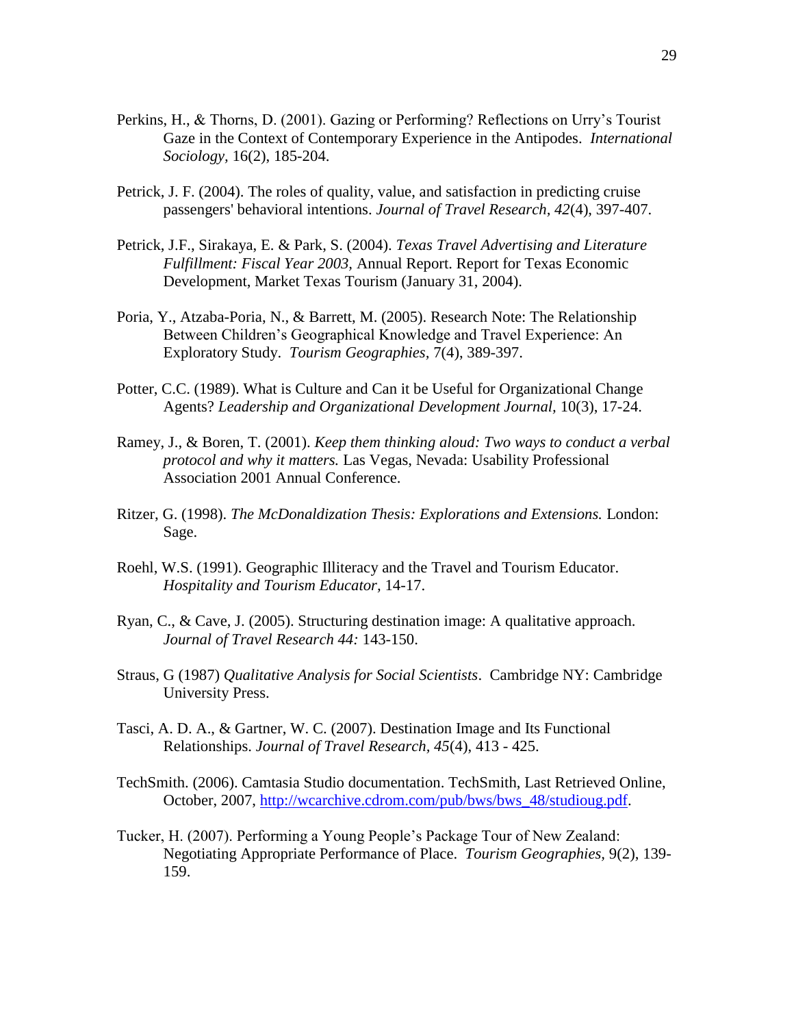Perkins, H., & Thorns, D. (2001). Gazing or Performing? Reflections on Urry's Tourist Gaze in the Context of Contemporary Experience in the Antipodes. *International Sociology*, 16(2), 185-204.

Petrick, J. F. (2004). The roles of quality, value, and satisfaction in predicting cruise passengers' behavioral intentions. *Journal of Travel Research, 42*(4), 397-407.

Petrick, J.F., Sirakaya, E. & Park, S. (2004). *Texas Travel Advertising and Literature Fulfillment: Fiscal Year 2003,* Annual Report. Report for Texas Economic Development, Market Texas Tourism (January 31, 2004).

Poria, Y., Atzaba-Poria, N., & Barrett, M. (2005). Research Note: The Relationship Between Children's Geographical Knowledge and Travel Experience: An Exploratory Study. *Tourism Geographies,* 7(4), 389-397.

Potter, C.C. (1989). What is Culture and Can it be Useful for Organizational Change Agents? *Leadership and Organizational Development Journal,* 10(3), 17-24.

Ramey, J., & Boren, T. (2001). *Keep them thinking aloud: Two ways to conduct a verbal protocol and why it matters.* Las Vegas, Nevada: Usability Professional Association 2001 Annual Conference.

Ritzer, G. (1998). *The McDonaldization Thesis: Explorations and Extensions.* London: Sage.

Roehl, W.S. (1991). Geographic Illiteracy and the Travel and Tourism Educator. *Hospitality and Tourism Educator*, 14-17.

Ryan, C., & Cave, J. (2005). Structuring destination image: A qualitative approach. *Journal of Travel Research 44:* 143-150.

Straus, G (1987) *Qualitative Analysis for Social Scientists*. Cambridge NY: Cambridge University Press.

Tasci, A. D. A., & Gartner, W. C. (2007). Destination Image and Its Functional Relationships. *Journal of Travel Research, 45*(4), 413 - 425.

TechSmith. (2006). Camtasia Studio documentation. TechSmith, Last Retrieved Online, October, 2007, http://wcarchive.cdrom.com/pub/bws/bws_48/studioug.pdf.

Tucker, H. (2007). Performing a Young People's Package Tour of New Zealand: Negotiating Appropriate Performance of Place. *Tourism Geographies,* 9(2), 139-159.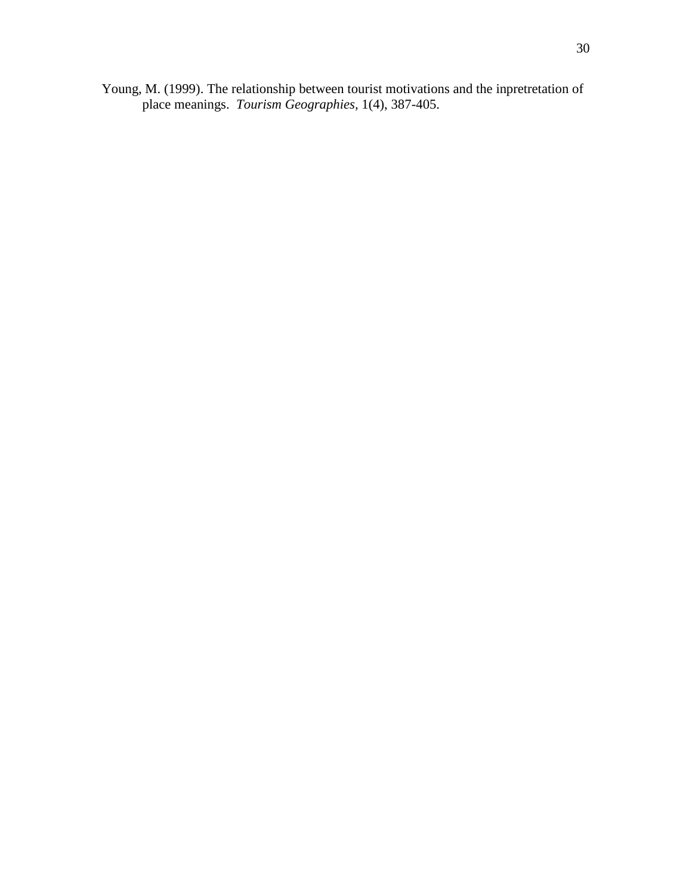Young, M. (1999). The relationship between tourist motivations and the inpretretation of place meanings. *Tourism Geographies,* 1(4), 387-405.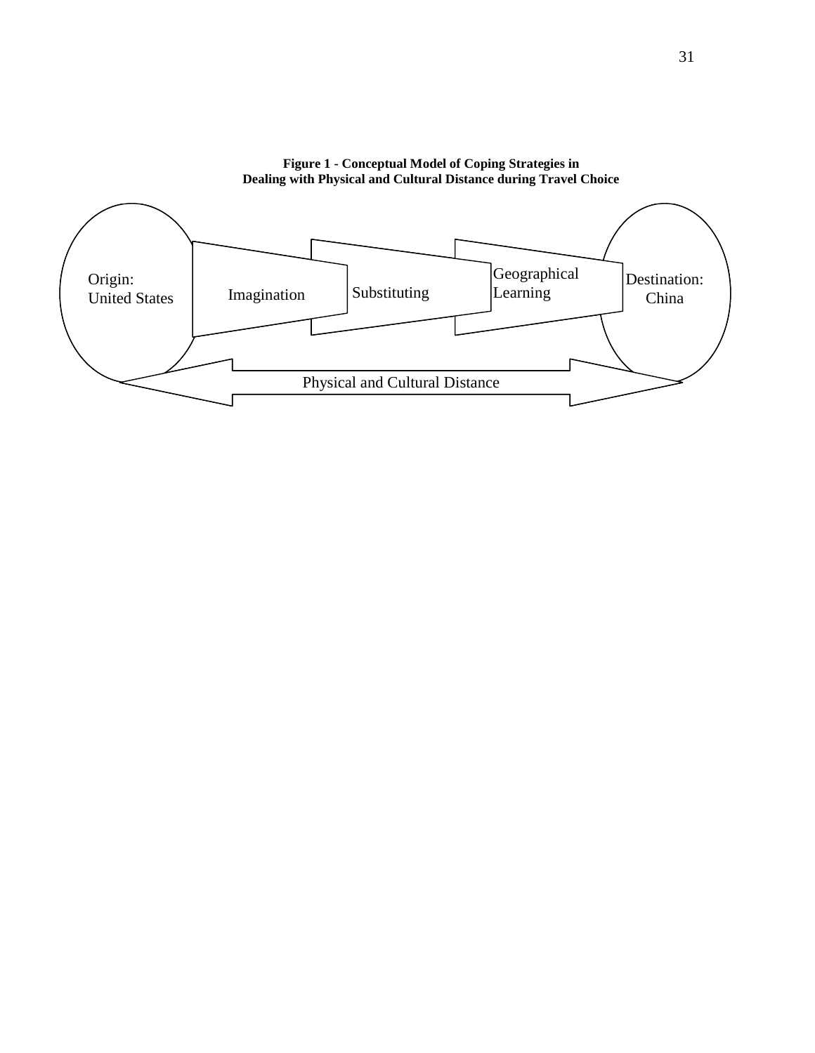**Figure 1 - Conceptual Model of Coping Strategies in Dealing with Physical and Cultural Distance during Travel Choice**

Origin:
United States

Imagination

Substituting

Geographical
Learning

Destination:
China

Physical and Cultural Distance